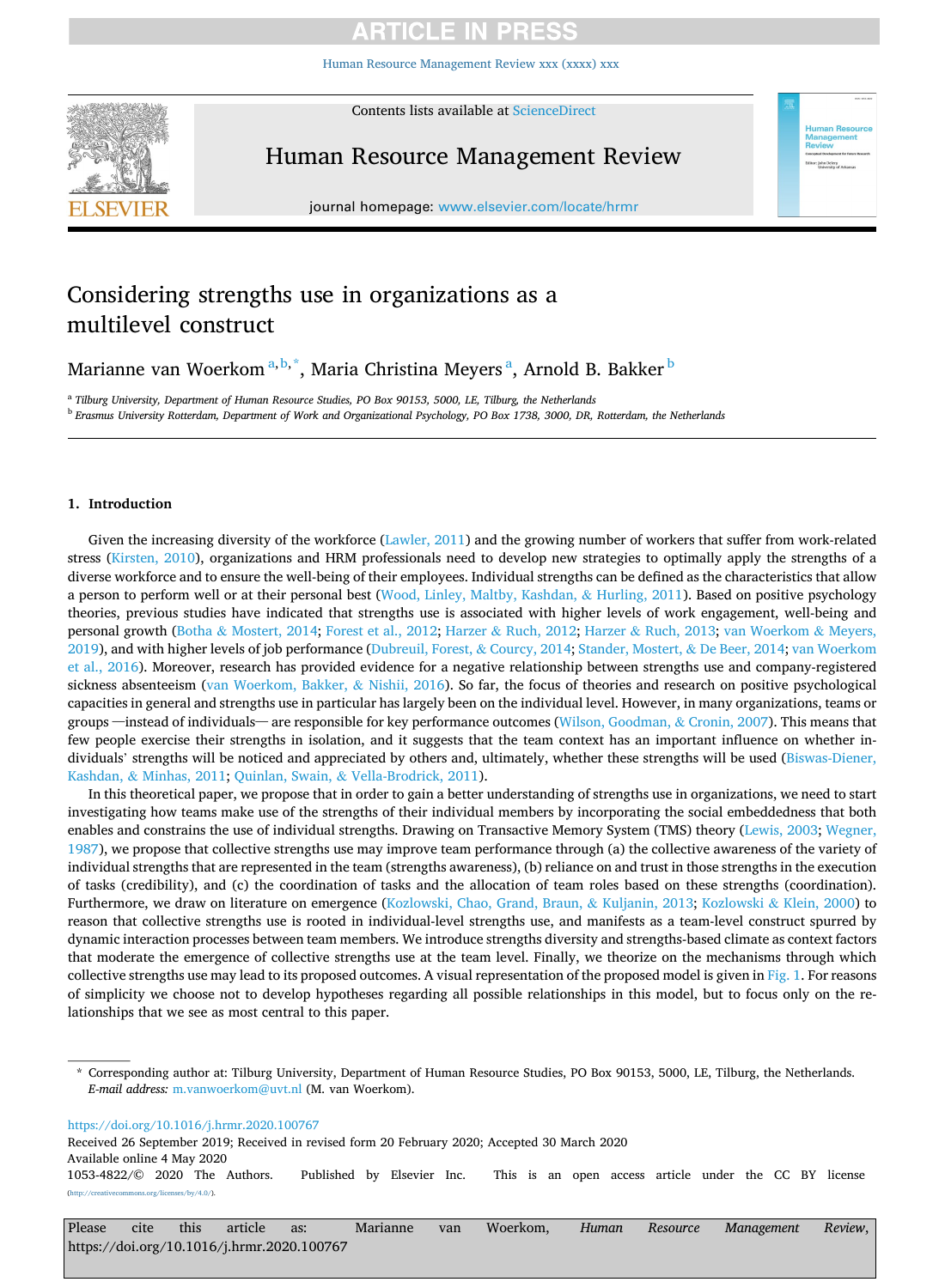# Considering strengths use in organizations as a multilevel construct

Marianne van Woerkom[a,b,*], Maria Christina Meyers[a], Arnold B. Bakker[b]

[a] *Tilburg University, Department of Human Resource Studies, PO Box 90153, 5000, LE, Tilburg, the Netherlands*

[b] *Erasmus University Rotterdam, Department of Work and Organizational Psychology, PO Box 1738, 3000, DR, Rotterdam, the Netherlands*

## 1. Introduction

Given the increasing diversity of the workforce (Lawler, 2011) and the growing number of workers that suffer from work-related stress (Kirsten, 2010), organizations and HRM professionals need to develop new strategies to optimally apply the strengths of a diverse workforce and to ensure the well-being of their employees. Individual strengths can be defined as the characteristics that allow a person to perform well or at their personal best (Wood, Linley, Maltby, Kashdan, & Hurling, 2011). Based on positive psychology theories, previous studies have indicated that strengths use is associated with higher levels of work engagement, well-being and personal growth (Botha & Mostert, 2014; Forest et al., 2012; Harzer & Ruch, 2012; Harzer & Ruch, 2013; van Woerkom & Meyers, 2019), and with higher levels of job performance (Dubreuil, Forest, & Courcy, 2014; Stander, Mostert, & De Beer, 2014; van Woerkom et al., 2016). Moreover, research has provided evidence for a negative relationship between strengths use and company-registered sickness absenteeism (van Woerkom, Bakker, & Nishii, 2016). So far, the focus of theories and research on positive psychological capacities in general and strengths use in particular has largely been on the individual level. However, in many organizations, teams or groups —instead of individuals— are responsible for key performance outcomes (Wilson, Goodman, & Cronin, 2007). This means that few people exercise their strengths in isolation, and it suggests that the team context has an important influence on whether individuals' strengths will be noticed and appreciated by others and, ultimately, whether these strengths will be used (Biswas-Diener, Kashdan, & Minhas, 2011; Quinlan, Swain, & Vella-Brodrick, 2011).

In this theoretical paper, we propose that in order to gain a better understanding of strengths use in organizations, we need to start investigating how teams make use of the strengths of their individual members by incorporating the social embeddedness that both enables and constrains the use of individual strengths. Drawing on Transactive Memory System (TMS) theory (Lewis, 2003; Wegner, 1987), we propose that collective strengths use may improve team performance through (a) the collective awareness of the variety of individual strengths that are represented in the team (strengths awareness), (b) reliance on and trust in those strengths in the execution of tasks (credibility), and (c) the coordination of tasks and the allocation of team roles based on these strengths (coordination). Furthermore, we draw on literature on emergence (Kozlowski, Chao, Grand, Braun, & Kuljanin, 2013; Kozlowski & Klein, 2000) to reason that collective strengths use is rooted in individual-level strengths use, and manifests as a team-level construct spurred by dynamic interaction processes between team members. We introduce strengths diversity and strengths-based climate as context factors that moderate the emergence of collective strengths use at the team level. Finally, we theorize on the mechanisms through which collective strengths use may lead to its proposed outcomes. A visual representation of the proposed model is given in Fig. 1. For reasons of simplicity we choose not to develop hypotheses regarding all possible relationships in this model, but to focus only on the relationships that we see as most central to this paper.

---

\* Corresponding author at: Tilburg University, Department of Human Resource Studies, PO Box 90153, 5000, LE, Tilburg, the Netherlands.
*E-mail address:* m.vanwoerkom@uvt.nl (M. van Woerkom).

https://doi.org/10.1016/j.hrmr.2020.100767
Received 26 September 2019; Received in revised form 20 February 2020; Accepted 30 March 2020
Available online 4 May 2020
1053-4822/© 2020 The Authors. Published by Elsevier Inc. This is an open access article under the CC BY license (http://creativecommons.org/licenses/by/4.0/).

Please cite this article as: Marianne van Woerkom, *Human Resource Management Review*, https://doi.org/10.1016/j.hrmr.2020.100767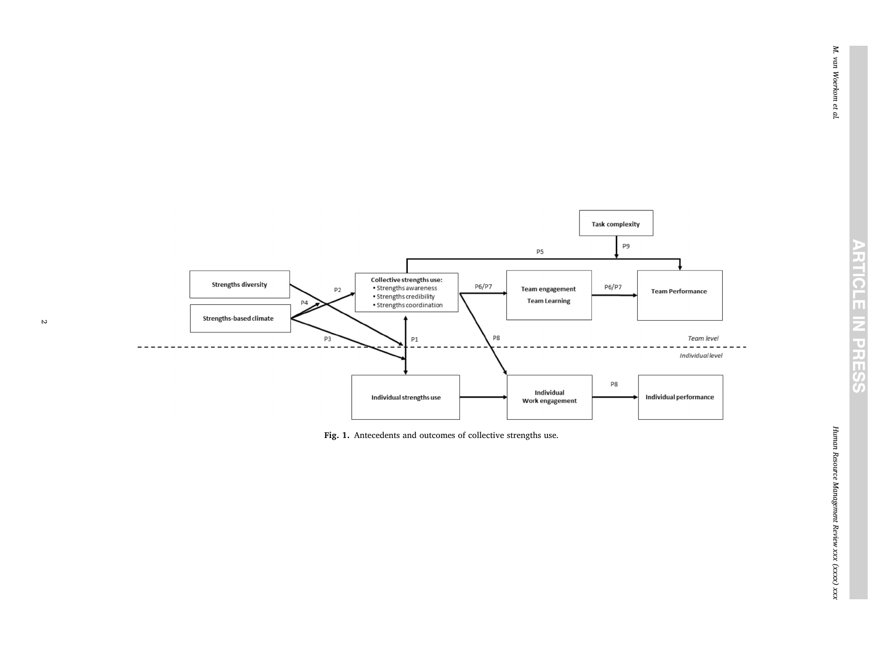Task complexity

P9

P5

Strengths diversity

Strengths-based climate

P2

P4

P3

Collective strengths use:
- Strengths awareness
- Strengths credibility
- Strengths coordination

P6/P7

Team engagement
Team Learning

P6/P7

Team Performance

P1

P8

Team level

Individual level

Individual strengths use

Individual Work engagement

P8

Individual performance

**Fig. 1.** Antecedents and outcomes of collective strengths use.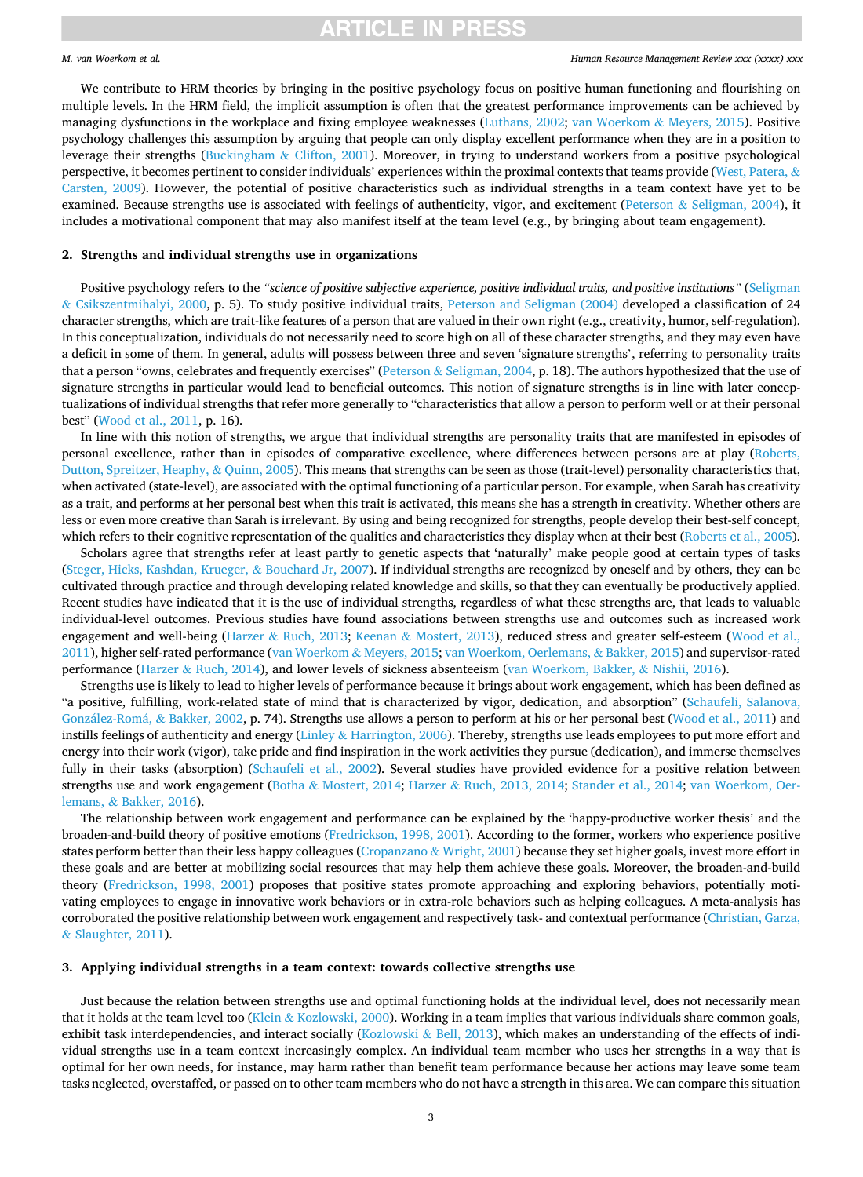We contribute to HRM theories by bringing in the positive psychology focus on positive human functioning and flourishing on multiple levels. In the HRM field, the implicit assumption is often that the greatest performance improvements can be achieved by managing dysfunctions in the workplace and fixing employee weaknesses (Luthans, 2002; van Woerkom & Meyers, 2015). Positive psychology challenges this assumption by arguing that people can only display excellent performance when they are in a position to leverage their strengths (Buckingham & Clifton, 2001). Moreover, in trying to understand workers from a positive psychological perspective, it becomes pertinent to consider individuals' experiences within the proximal contexts that teams provide (West, Patera, & Carsten, 2009). However, the potential of positive characteristics such as individual strengths in a team context have yet to be examined. Because strengths use is associated with feelings of authenticity, vigor, and excitement (Peterson & Seligman, 2004), it includes a motivational component that may also manifest itself at the team level (e.g., by bringing about team engagement).

## 2. Strengths and individual strengths use in organizations

Positive psychology refers to the *"science of positive subjective experience, positive individual traits, and positive institutions"* (Seligman & Csikszentmihalyi, 2000, p. 5). To study positive individual traits, Peterson and Seligman (2004) developed a classification of 24 character strengths, which are trait-like features of a person that are valued in their own right (e.g., creativity, humor, self-regulation). In this conceptualization, individuals do not necessarily need to score high on all of these character strengths, and they may even have a deficit in some of them. In general, adults will possess between three and seven 'signature strengths', referring to personality traits that a person "owns, celebrates and frequently exercises" (Peterson & Seligman, 2004, p. 18). The authors hypothesized that the use of signature strengths in particular would lead to beneficial outcomes. This notion of signature strengths is in line with later conceptualizations of individual strengths that refer more generally to "characteristics that allow a person to perform well or at their personal best" (Wood et al., 2011, p. 16).

In line with this notion of strengths, we argue that individual strengths are personality traits that are manifested in episodes of personal excellence, rather than in episodes of comparative excellence, where differences between persons are at play (Roberts, Dutton, Spreitzer, Heaphy, & Quinn, 2005). This means that strengths can be seen as those (trait-level) personality characteristics that, when activated (state-level), are associated with the optimal functioning of a particular person. For example, when Sarah has creativity as a trait, and performs at her personal best when this trait is activated, this means she has a strength in creativity. Whether others are less or even more creative than Sarah is irrelevant. By using and being recognized for strengths, people develop their best-self concept, which refers to their cognitive representation of the qualities and characteristics they display when at their best (Roberts et al., 2005).

Scholars agree that strengths refer at least partly to genetic aspects that 'naturally' make people good at certain types of tasks (Steger, Hicks, Kashdan, Krueger, & Bouchard Jr, 2007). If individual strengths are recognized by oneself and by others, they can be cultivated through practice and through developing related knowledge and skills, so that they can eventually be productively applied. Recent studies have indicated that it is the use of individual strengths, regardless of what these strengths are, that leads to valuable individual-level outcomes. Previous studies have found associations between strengths use and outcomes such as increased work engagement and well-being (Harzer & Ruch, 2013; Keenan & Mostert, 2013), reduced stress and greater self-esteem (Wood et al., 2011), higher self-rated performance (van Woerkom & Meyers, 2015; van Woerkom, Oerlemans, & Bakker, 2015) and supervisor-rated performance (Harzer & Ruch, 2014), and lower levels of sickness absenteeism (van Woerkom, Bakker, & Nishii, 2016).

Strengths use is likely to lead to higher levels of performance because it brings about work engagement, which has been defined as "a positive, fulfilling, work-related state of mind that is characterized by vigor, dedication, and absorption" (Schaufeli, Salanova, González-Romá, & Bakker, 2002, p. 74). Strengths use allows a person to perform at his or her personal best (Wood et al., 2011) and instills feelings of authenticity and energy (Linley & Harrington, 2006). Thereby, strengths use leads employees to put more effort and energy into their work (vigor), take pride and find inspiration in the work activities they pursue (dedication), and immerse themselves fully in their tasks (absorption) (Schaufeli et al., 2002). Several studies have provided evidence for a positive relation between strengths use and work engagement (Botha & Mostert, 2014; Harzer & Ruch, 2013, 2014; Stander et al., 2014; van Woerkom, Oerlemans, & Bakker, 2016).

The relationship between work engagement and performance can be explained by the 'happy-productive worker thesis' and the broaden-and-build theory of positive emotions (Fredrickson, 1998, 2001). According to the former, workers who experience positive states perform better than their less happy colleagues (Cropanzano & Wright, 2001) because they set higher goals, invest more effort in these goals and are better at mobilizing social resources that may help them achieve these goals. Moreover, the broaden-and-build theory (Fredrickson, 1998, 2001) proposes that positive states promote approaching and exploring behaviors, potentially motivating employees to engage in innovative work behaviors or in extra-role behaviors such as helping colleagues. A meta-analysis has corroborated the positive relationship between work engagement and respectively task- and contextual performance (Christian, Garza, & Slaughter, 2011).

## 3. Applying individual strengths in a team context: towards collective strengths use

Just because the relation between strengths use and optimal functioning holds at the individual level, does not necessarily mean that it holds at the team level too (Klein & Kozlowski, 2000). Working in a team implies that various individuals share common goals, exhibit task interdependencies, and interact socially (Kozlowski & Bell, 2013), which makes an understanding of the effects of individual strengths use in a team context increasingly complex. An individual team member who uses her strengths in a way that is optimal for her own needs, for instance, may harm rather than benefit team performance because her actions may leave some team tasks neglected, overstaffed, or passed on to other team members who do not have a strength in this area. We can compare this situation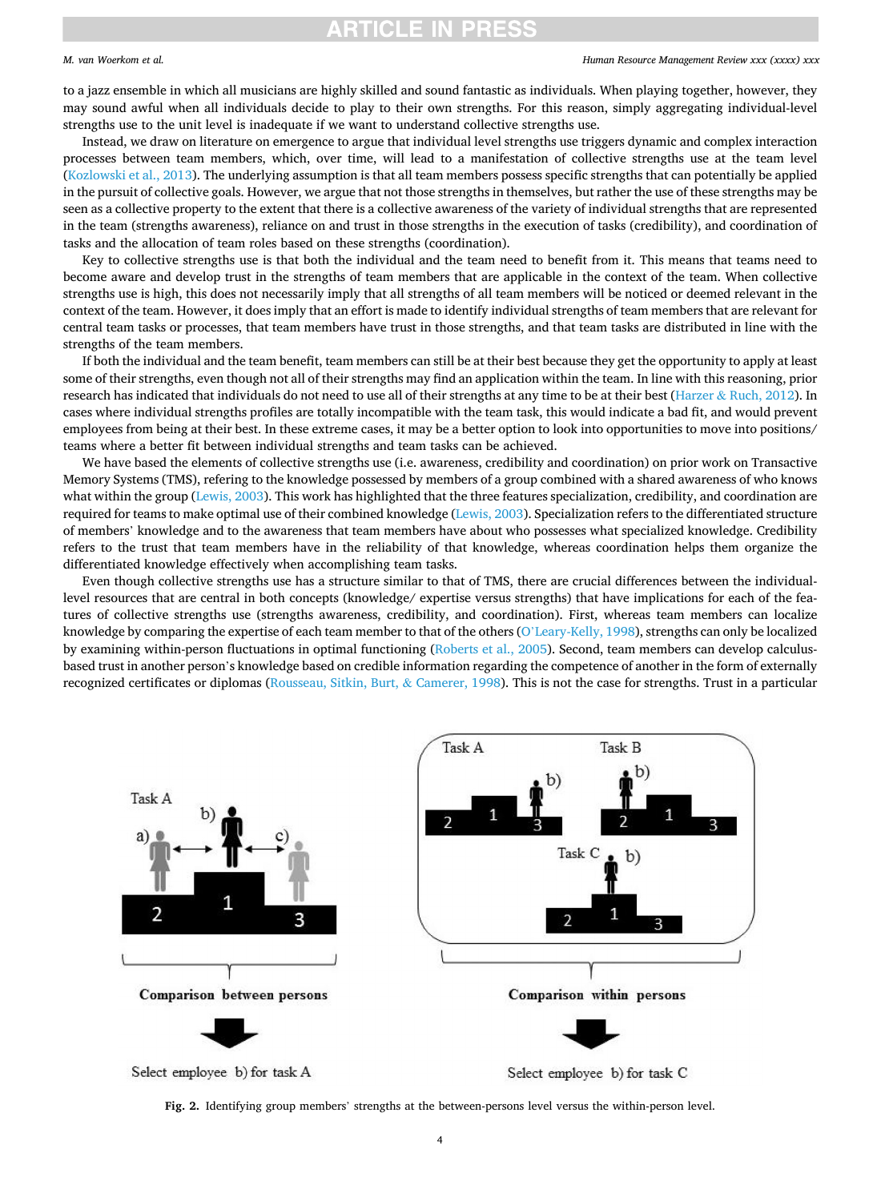to a jazz ensemble in which all musicians are highly skilled and sound fantastic as individuals. When playing together, however, they may sound awful when all individuals decide to play to their own strengths. For this reason, simply aggregating individual-level strengths use to the unit level is inadequate if we want to understand collective strengths use.

Instead, we draw on literature on emergence to argue that individual level strengths use triggers dynamic and complex interaction processes between team members, which, over time, will lead to a manifestation of collective strengths use at the team level (Kozlowski et al., 2013). The underlying assumption is that all team members possess specific strengths that can potentially be applied in the pursuit of collective goals. However, we argue that not those strengths in themselves, but rather the use of these strengths may be seen as a collective property to the extent that there is a collective awareness of the variety of individual strengths that are represented in the team (strengths awareness), reliance on and trust in those strengths in the execution of tasks (credibility), and coordination of tasks and the allocation of team roles based on these strengths (coordination).

Key to collective strengths use is that both the individual and the team need to benefit from it. This means that teams need to become aware and develop trust in the strengths of team members that are applicable in the context of the team. When collective strengths use is high, this does not necessarily imply that all strengths of all team members will be noticed or deemed relevant in the context of the team. However, it does imply that an effort is made to identify individual strengths of team members that are relevant for central team tasks or processes, that team members have trust in those strengths, and that team tasks are distributed in line with the strengths of the team members.

If both the individual and the team benefit, team members can still be at their best because they get the opportunity to apply at least some of their strengths, even though not all of their strengths may find an application within the team. In line with this reasoning, prior research has indicated that individuals do not need to use all of their strengths at any time to be at their best (Harzer & Ruch, 2012). In cases where individual strengths profiles are totally incompatible with the team task, this would indicate a bad fit, and would prevent employees from being at their best. In these extreme cases, it may be a better option to look into opportunities to move into positions/ teams where a better fit between individual strengths and team tasks can be achieved.

We have based the elements of collective strengths use (i.e. awareness, credibility and coordination) on prior work on Transactive Memory Systems (TMS), refering to the knowledge possessed by members of a group combined with a shared awareness of who knows what within the group (Lewis, 2003). This work has highlighted that the three features specialization, credibility, and coordination are required for teams to make optimal use of their combined knowledge (Lewis, 2003). Specialization refers to the differentiated structure of members' knowledge and to the awareness that team members have about who possesses what specialized knowledge. Credibility refers to the trust that team members have in the reliability of that knowledge, whereas coordination helps them organize the differentiated knowledge effectively when accomplishing team tasks.

Even though collective strengths use has a structure similar to that of TMS, there are crucial differences between the individual-level resources that are central in both concepts (knowledge/ expertise versus strengths) that have implications for each of the features of collective strengths use (strengths awareness, credibility, and coordination). First, whereas team members can localize knowledge by comparing the expertise of each team member to that of the others (O'Leary-Kelly, 1998), strengths can only be localized by examining within-person fluctuations in optimal functioning (Roberts et al., 2005). Second, team members can develop calculus-based trust in another person's knowledge based on credible information regarding the competence of another in the form of externally recognized certificates or diplomas (Rousseau, Sitkin, Burt, & Camerer, 1998). This is not the case for strengths. Trust in a particular

Task A
a) b) c)
2 1 3
Comparison between persons
Select employee b) for task A

Task A
Task B
Task C
b)
2 1 3
Comparison within persons
Select employee b) for task C

**Fig. 2.** Identifying group members' strengths at the between-persons level versus the within-person level.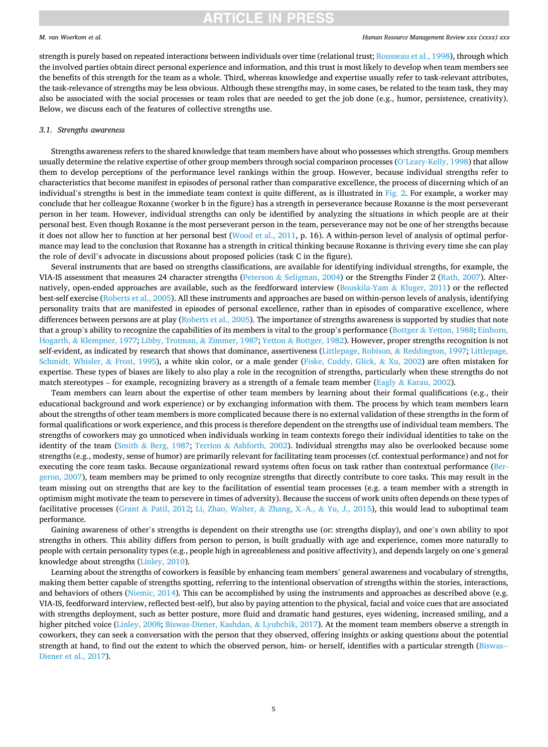strength is purely based on repeated interactions between individuals over time (relational trust; Rousseau et al., 1998), through which the involved parties obtain direct personal experience and information, and this trust is most likely to develop when team members see the benefits of this strength for the team as a whole. Third, whereas knowledge and expertise usually refer to task-relevant attributes, the task-relevance of strengths may be less obvious. Although these strengths may, in some cases, be related to the team task, they may also be associated with the social processes or team roles that are needed to get the job done (e.g., humor, persistence, creativity). Below, we discuss each of the features of collective strengths use.

### 3.1. Strengths awareness

Strengths awareness refers to the shared knowledge that team members have about who possesses which strengths. Group members usually determine the relative expertise of other group members through social comparison processes (O'Leary-Kelly, 1998) that allow them to develop perceptions of the performance level rankings within the group. However, because individual strengths refer to characteristics that become manifest in episodes of personal rather than comparative excellence, the process of discerning which of an individual's strengths is best in the immediate team context is quite different, as is illustrated in Fig. 2. For example, a worker may conclude that her colleague Roxanne (worker b in the figure) has a strength in perseverance because Roxanne is the most perseverant person in her team. However, individual strengths can only be identified by analyzing the situations in which people are at their personal best. Even though Roxanne is the most perseverant person in the team, perseverance may not be one of her strengths because it does not allow her to function at her personal best (Wood et al., 2011, p. 16). A within-person level of analysis of optimal performance may lead to the conclusion that Roxanne has a strength in critical thinking because Roxanne is thriving every time she can play the role of devil's advocate in discussions about proposed policies (task C in the figure).

Several instruments that are based on strengths classifications, are available for identifying individual strengths, for example, the VIA-IS assessment that measures 24 character strengths (Peterson & Seligman, 2004) or the Strengths Finder 2 (Rath, 2007). Alternatively, open-ended approaches are available, such as the feedforward interview (Bouskila-Yam & Kluger, 2011) or the reflected best-self exercise (Roberts et al., 2005). All these instruments and approaches are based on within-person levels of analysis, identifying personality traits that are manifested in episodes of personal excellence, rather than in episodes of comparative excellence, where differences between persons are at play (Roberts et al., 2005). The importance of strengths awareness is supported by studies that note that a group's ability to recognize the capabilities of its members is vital to the group's performance (Bottger & Yetton, 1988; Einhorn, Hogarth, & Klempner, 1977; Libby, Trotman, & Zimmer, 1987; Yetton & Bottger, 1982). However, proper strengths recognition is not self-evident, as indicated by research that shows that dominance, assertiveness (Littlepage, Robison, & Reddington, 1997; Littlepage, Schmidt, Whisler, & Frost, 1995), a white skin color, or a male gender (Fiske, Cuddy, Glick, & Xu, 2002) are often mistaken for expertise. These types of biases are likely to also play a role in the recognition of strengths, particularly when these strengths do not match stereotypes – for example, recognizing bravery as a strength of a female team member (Eagly & Karau, 2002).

Team members can learn about the expertise of other team members by learning about their formal qualifications (e.g., their educational background and work experience) or by exchanging information with them. The process by which team members learn about the strengths of other team members is more complicated because there is no external validation of these strengths in the form of formal qualifications or work experience, and this process is therefore dependent on the strengths use of individual team members. The strengths of coworkers may go unnoticed when individuals working in team contexts forego their individual identities to take on the identity of the team (Smith & Berg, 1987; Terrion & Ashforth, 2002). Individual strengths may also be overlooked because some strengths (e.g., modesty, sense of humor) are primarily relevant for facilitating team processes (cf. contextual performance) and not for executing the core team tasks. Because organizational reward systems often focus on task rather than contextual performance (Bergeron, 2007), team members may be primed to only recognize strengths that directly contribute to core tasks. This may result in the team missing out on strengths that are key to the facilitation of essential team processes (e.g. a team member with a strength in optimism might motivate the team to persevere in times of adversity). Because the success of work units often depends on these types of facilitative processes (Grant & Patil, 2012; Li, Zhao, Walter, & Zhang, X.-A., & Yu, J., 2015), this would lead to suboptimal team performance.

Gaining awareness of other's strengths is dependent on their strengths use (or: strengths display), and one's own ability to spot strengths in others. This ability differs from person to person, is built gradually with age and experience, comes more naturally to people with certain personality types (e.g., people high in agreeableness and positive affectivity), and depends largely on one's general knowledge about strengths (Linley, 2010).

Learning about the strengths of coworkers is feasible by enhancing team members' general awareness and vocabulary of strengths, making them better capable of strengths spotting, referring to the intentional observation of strengths within the stories, interactions, and behaviors of others (Niemic, 2014). This can be accomplished by using the instruments and approaches as described above (e.g. VIA-IS, feedforward interview, reflected best-self), but also by paying attention to the physical, facial and voice cues that are associated with strengths deployment, such as better posture, more fluid and dramatic hand gestures, eyes widening, increased smiling, and a higher pitched voice (Linley, 2008; Biswas-Diener, Kashdan, & Lyubchik, 2017). At the moment team members observe a strength in coworkers, they can seek a conversation with the person that they observed, offering insights or asking questions about the potential strength at hand, to find out the extent to which the observed person, him- or herself, identifies with a particular strength (Biswas-Diener et al., 2017).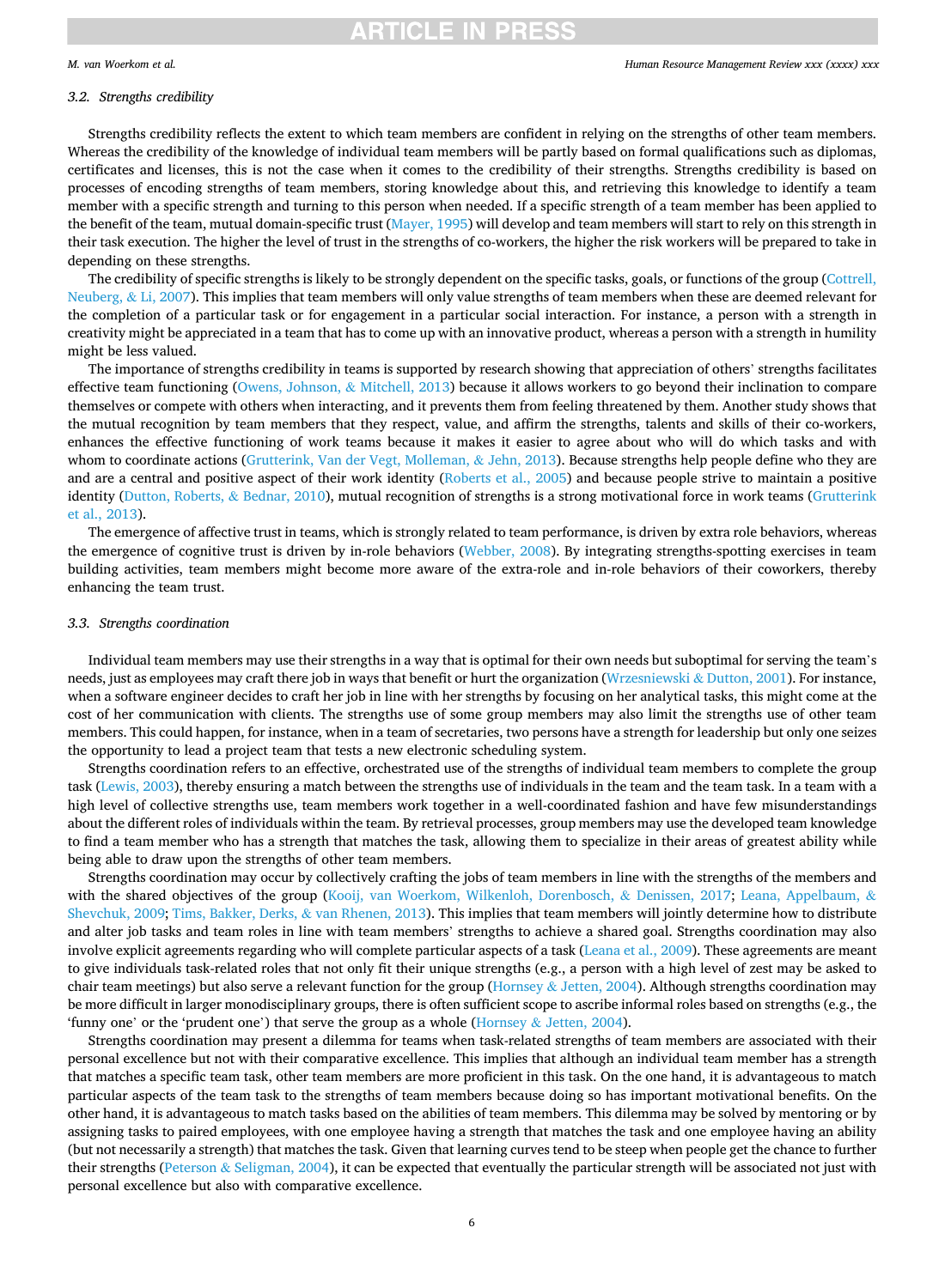### 3.2. Strengths credibility

Strengths credibility reflects the extent to which team members are confident in relying on the strengths of other team members. Whereas the credibility of the knowledge of individual team members will be partly based on formal qualifications such as diplomas, certificates and licenses, this is not the case when it comes to the credibility of their strengths. Strengths credibility is based on processes of encoding strengths of team members, storing knowledge about this, and retrieving this knowledge to identify a team member with a specific strength and turning to this person when needed. If a specific strength of a team member has been applied to the benefit of the team, mutual domain-specific trust (Mayer, 1995) will develop and team members will start to rely on this strength in their task execution. The higher the level of trust in the strengths of co-workers, the higher the risk workers will be prepared to take in depending on these strengths.

The credibility of specific strengths is likely to be strongly dependent on the specific tasks, goals, or functions of the group (Cottrell, Neuberg, & Li, 2007). This implies that team members will only value strengths of team members when these are deemed relevant for the completion of a particular task or for engagement in a particular social interaction. For instance, a person with a strength in creativity might be appreciated in a team that has to come up with an innovative product, whereas a person with a strength in humility might be less valued.

The importance of strengths credibility in teams is supported by research showing that appreciation of others' strengths facilitates effective team functioning (Owens, Johnson, & Mitchell, 2013) because it allows workers to go beyond their inclination to compare themselves or compete with others when interacting, and it prevents them from feeling threatened by them. Another study shows that the mutual recognition by team members that they respect, value, and affirm the strengths, talents and skills of their co-workers, enhances the effective functioning of work teams because it makes it easier to agree about who will do which tasks and with whom to coordinate actions (Grutterink, Van der Vegt, Molleman, & Jehn, 2013). Because strengths help people define who they are and are a central and positive aspect of their work identity (Roberts et al., 2005) and because people strive to maintain a positive identity (Dutton, Roberts, & Bednar, 2010), mutual recognition of strengths is a strong motivational force in work teams (Grutterink et al., 2013).

The emergence of affective trust in teams, which is strongly related to team performance, is driven by extra role behaviors, whereas the emergence of cognitive trust is driven by in-role behaviors (Webber, 2008). By integrating strengths-spotting exercises in team building activities, team members might become more aware of the extra-role and in-role behaviors of their coworkers, thereby enhancing the team trust.

### 3.3. Strengths coordination

Individual team members may use their strengths in a way that is optimal for their own needs but suboptimal for serving the team's needs, just as employees may craft there job in ways that benefit or hurt the organization (Wrzesniewski & Dutton, 2001). For instance, when a software engineer decides to craft her job in line with her strengths by focusing on her analytical tasks, this might come at the cost of her communication with clients. The strengths use of some group members may also limit the strengths use of other team members. This could happen, for instance, when in a team of secretaries, two persons have a strength for leadership but only one seizes the opportunity to lead a project team that tests a new electronic scheduling system.

Strengths coordination refers to an effective, orchestrated use of the strengths of individual team members to complete the group task (Lewis, 2003), thereby ensuring a match between the strengths use of individuals in the team and the team task. In a team with a high level of collective strengths use, team members work together in a well-coordinated fashion and have few misunderstandings about the different roles of individuals within the team. By retrieval processes, group members may use the developed team knowledge to find a team member who has a strength that matches the task, allowing them to specialize in their areas of greatest ability while being able to draw upon the strengths of other team members.

Strengths coordination may occur by collectively crafting the jobs of team members in line with the strengths of the members and with the shared objectives of the group (Kooij, van Woerkom, Wilkenloh, Dorenbosch, & Denissen, 2017; Leana, Appelbaum, & Shevchuk, 2009; Tims, Bakker, Derks, & van Rhenen, 2013). This implies that team members will jointly determine how to distribute and alter job tasks and team roles in line with team members' strengths to achieve a shared goal. Strengths coordination may also involve explicit agreements regarding who will complete particular aspects of a task (Leana et al., 2009). These agreements are meant to give individuals task-related roles that not only fit their unique strengths (e.g., a person with a high level of zest may be asked to chair team meetings) but also serve a relevant function for the group (Hornsey & Jetten, 2004). Although strengths coordination may be more difficult in larger monodisciplinary groups, there is often sufficient scope to ascribe informal roles based on strengths (e.g., the 'funny one' or the 'prudent one') that serve the group as a whole (Hornsey & Jetten, 2004).

Strengths coordination may present a dilemma for teams when task-related strengths of team members are associated with their personal excellence but not with their comparative excellence. This implies that although an individual team member has a strength that matches a specific team task, other team members are more proficient in this task. On the one hand, it is advantageous to match particular aspects of the team task to the strengths of team members because doing so has important motivational benefits. On the other hand, it is advantageous to match tasks based on the abilities of team members. This dilemma may be solved by mentoring or by assigning tasks to paired employees, with one employee having a strength that matches the task and one employee having an ability (but not necessarily a strength) that matches the task. Given that learning curves tend to be steep when people get the chance to further their strengths (Peterson & Seligman, 2004), it can be expected that eventually the particular strength will be associated not just with personal excellence but also with comparative excellence.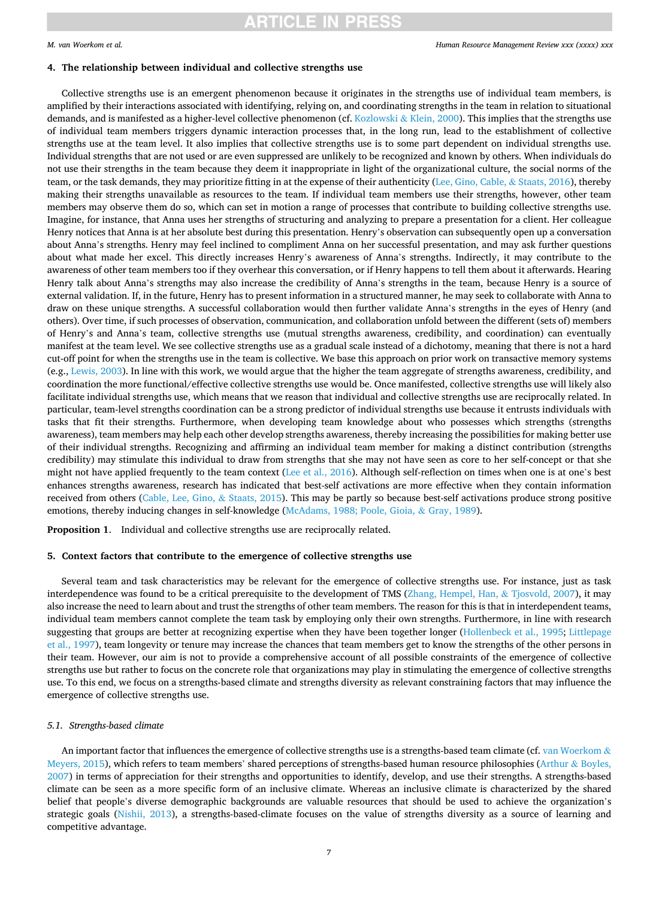## 4. The relationship between individual and collective strengths use

Collective strengths use is an emergent phenomenon because it originates in the strengths use of individual team members, is amplified by their interactions associated with identifying, relying on, and coordinating strengths in the team in relation to situational demands, and is manifested as a higher-level collective phenomenon (cf. Kozlowski & Klein, 2000). This implies that the strengths use of individual team members triggers dynamic interaction processes that, in the long run, lead to the establishment of collective strengths use at the team level. It also implies that collective strengths use is to some part dependent on individual strengths use. Individual strengths that are not used or are even suppressed are unlikely to be recognized and known by others. When individuals do not use their strengths in the team because they deem it inappropriate in light of the organizational culture, the social norms of the team, or the task demands, they may prioritize fitting in at the expense of their authenticity (Lee, Gino, Cable, & Staats, 2016), thereby making their strengths unavailable as resources to the team. If individual team members use their strengths, however, other team members may observe them do so, which can set in motion a range of processes that contribute to building collective strengths use. Imagine, for instance, that Anna uses her strengths of structuring and analyzing to prepare a presentation for a client. Her colleague Henry notices that Anna is at her absolute best during this presentation. Henry's observation can subsequently open up a conversation about Anna's strengths. Henry may feel inclined to compliment Anna on her successful presentation, and may ask further questions about what made her excel. This directly increases Henry's awareness of Anna's strengths. Indirectly, it may contribute to the awareness of other team members too if they overhear this conversation, or if Henry happens to tell them about it afterwards. Hearing Henry talk about Anna's strengths may also increase the credibility of Anna's strengths in the team, because Henry is a source of external validation. If, in the future, Henry has to present information in a structured manner, he may seek to collaborate with Anna to draw on these unique strengths. A successful collaboration would then further validate Anna's strengths in the eyes of Henry (and others). Over time, if such processes of observation, communication, and collaboration unfold between the different (sets of) members of Henry's and Anna's team, collective strengths use (mutual strengths awareness, credibility, and coordination) can eventually manifest at the team level. We see collective strengths use as a gradual scale instead of a dichotomy, meaning that there is not a hard cut-off point for when the strengths use in the team is collective. We base this approach on prior work on transactive memory systems (e.g., Lewis, 2003). In line with this work, we would argue that the higher the team aggregate of strengths awareness, credibility, and coordination the more functional/effective collective strengths use would be. Once manifested, collective strengths use will likely also facilitate individual strengths use, which means that we reason that individual and collective strengths use are reciprocally related. In particular, team-level strengths coordination can be a strong predictor of individual strengths use because it entrusts individuals with tasks that fit their strengths. Furthermore, when developing team knowledge about who possesses which strengths (strengths awareness), team members may help each other develop strengths awareness, thereby increasing the possibilities for making better use of their individual strengths. Recognizing and affirming an individual team member for making a distinct contribution (strengths credibility) may stimulate this individual to draw from strengths that she may not have seen as core to her self-concept or that she might not have applied frequently to the team context (Lee et al., 2016). Although self-reflection on times when one is at one's best enhances strengths awareness, research has indicated that best-self activations are more effective when they contain information received from others (Cable, Lee, Gino, & Staats, 2015). This may be partly so because best-self activations produce strong positive emotions, thereby inducing changes in self-knowledge (McAdams, 1988; Poole, Gioia, & Gray, 1989).

**Proposition 1**. Individual and collective strengths use are reciprocally related.

## 5. Context factors that contribute to the emergence of collective strengths use

Several team and task characteristics may be relevant for the emergence of collective strengths use. For instance, just as task interdependence was found to be a critical prerequisite to the development of TMS (Zhang, Hempel, Han, & Tjosvold, 2007), it may also increase the need to learn about and trust the strengths of other team members. The reason for this is that in interdependent teams, individual team members cannot complete the team task by employing only their own strengths. Furthermore, in line with research suggesting that groups are better at recognizing expertise when they have been together longer (Hollenbeck et al., 1995; Littlepage et al., 1997), team longevity or tenure may increase the chances that team members get to know the strengths of the other persons in their team. However, our aim is not to provide a comprehensive account of all possible constraints of the emergence of collective strengths use but rather to focus on the concrete role that organizations may play in stimulating the emergence of collective strengths use. To this end, we focus on a strengths-based climate and strengths diversity as relevant constraining factors that may influence the emergence of collective strengths use.

### *5.1. Strengths-based climate*

An important factor that influences the emergence of collective strengths use is a strengths-based team climate (cf. van Woerkom & Meyers, 2015), which refers to team members' shared perceptions of strengths-based human resource philosophies (Arthur & Boyles, 2007) in terms of appreciation for their strengths and opportunities to identify, develop, and use their strengths. A strengths-based climate can be seen as a more specific form of an inclusive climate. Whereas an inclusive climate is characterized by the shared belief that people's diverse demographic backgrounds are valuable resources that should be used to achieve the organization's strategic goals (Nishii, 2013), a strengths-based-climate focuses on the value of strengths diversity as a source of learning and competitive advantage.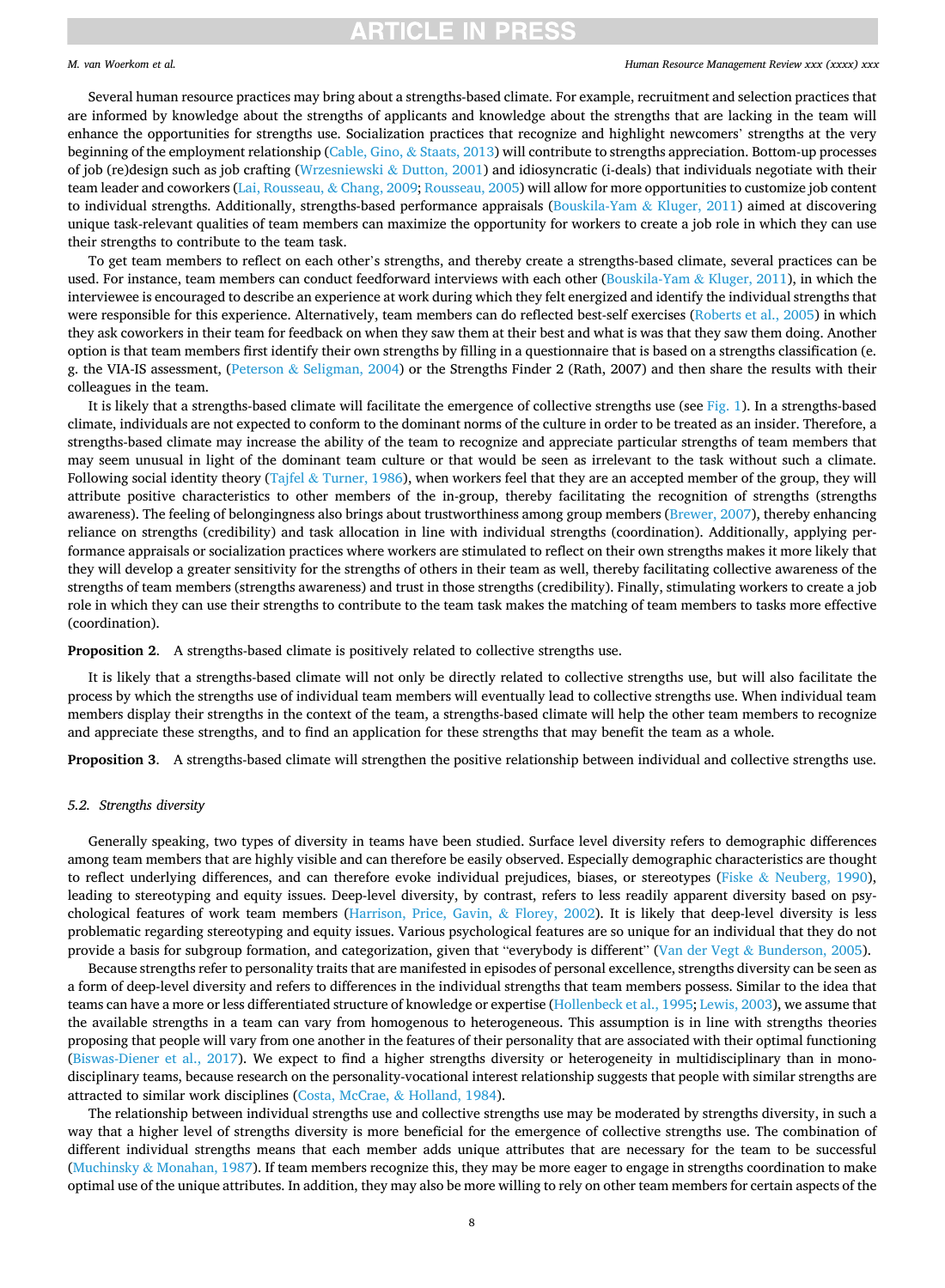Several human resource practices may bring about a strengths-based climate. For example, recruitment and selection practices that are informed by knowledge about the strengths of applicants and knowledge about the strengths that are lacking in the team will enhance the opportunities for strengths use. Socialization practices that recognize and highlight newcomers' strengths at the very beginning of the employment relationship (Cable, Gino, & Staats, 2013) will contribute to strengths appreciation. Bottom-up processes of job (re)design such as job crafting (Wrzesniewski & Dutton, 2001) and idiosyncratic (i-deals) that individuals negotiate with their team leader and coworkers (Lai, Rousseau, & Chang, 2009; Rousseau, 2005) will allow for more opportunities to customize job content to individual strengths. Additionally, strengths-based performance appraisals (Bouskila-Yam & Kluger, 2011) aimed at discovering unique task-relevant qualities of team members can maximize the opportunity for workers to create a job role in which they can use their strengths to contribute to the team task.

To get team members to reflect on each other's strengths, and thereby create a strengths-based climate, several practices can be used. For instance, team members can conduct feedforward interviews with each other (Bouskila-Yam & Kluger, 2011), in which the interviewee is encouraged to describe an experience at work during which they felt energized and identify the individual strengths that were responsible for this experience. Alternatively, team members can do reflected best-self exercises (Roberts et al., 2005) in which they ask coworkers in their team for feedback on when they saw them at their best and what is was that they saw them doing. Another option is that team members first identify their own strengths by filling in a questionnaire that is based on a strengths classification (e.g. the VIA-IS assessment, (Peterson & Seligman, 2004) or the Strengths Finder 2 (Rath, 2007) and then share the results with their colleagues in the team.

It is likely that a strengths-based climate will facilitate the emergence of collective strengths use (see Fig. 1). In a strengths-based climate, individuals are not expected to conform to the dominant norms of the culture in order to be treated as an insider. Therefore, a strengths-based climate may increase the ability of the team to recognize and appreciate particular strengths of team members that may seem unusual in light of the dominant team culture or that would be seen as irrelevant to the task without such a climate. Following social identity theory (Tajfel & Turner, 1986), when workers feel that they are an accepted member of the group, they will attribute positive characteristics to other members of the in-group, thereby facilitating the recognition of strengths (strengths awareness). The feeling of belongingness also brings about trustworthiness among group members (Brewer, 2007), thereby enhancing reliance on strengths (credibility) and task allocation in line with individual strengths (coordination). Additionally, applying performance appraisals or socialization practices where workers are stimulated to reflect on their own strengths makes it more likely that they will develop a greater sensitivity for the strengths of others in their team as well, thereby facilitating collective awareness of the strengths of team members (strengths awareness) and trust in those strengths (credibility). Finally, stimulating workers to create a job role in which they can use their strengths to contribute to the team task makes the matching of team members to tasks more effective (coordination).

**Proposition 2**. A strengths-based climate is positively related to collective strengths use.

It is likely that a strengths-based climate will not only be directly related to collective strengths use, but will also facilitate the process by which the strengths use of individual team members will eventually lead to collective strengths use. When individual team members display their strengths in the context of the team, a strengths-based climate will help the other team members to recognize and appreciate these strengths, and to find an application for these strengths that may benefit the team as a whole.

**Proposition 3**. A strengths-based climate will strengthen the positive relationship between individual and collective strengths use.

### 5.2. *Strengths diversity*

Generally speaking, two types of diversity in teams have been studied. Surface level diversity refers to demographic differences among team members that are highly visible and can therefore be easily observed. Especially demographic characteristics are thought to reflect underlying differences, and can therefore evoke individual prejudices, biases, or stereotypes (Fiske & Neuberg, 1990), leading to stereotyping and equity issues. Deep-level diversity, by contrast, refers to less readily apparent diversity based on psychological features of work team members (Harrison, Price, Gavin, & Florey, 2002). It is likely that deep-level diversity is less problematic regarding stereotyping and equity issues. Various psychological features are so unique for an individual that they do not provide a basis for subgroup formation, and categorization, given that "everybody is different" (Van der Vegt & Bunderson, 2005).

Because strengths refer to personality traits that are manifested in episodes of personal excellence, strengths diversity can be seen as a form of deep-level diversity and refers to differences in the individual strengths that team members possess. Similar to the idea that teams can have a more or less differentiated structure of knowledge or expertise (Hollenbeck et al., 1995; Lewis, 2003), we assume that the available strengths in a team can vary from homogenous to heterogeneous. This assumption is in line with strengths theories proposing that people will vary from one another in the features of their personality that are associated with their optimal functioning (Biswas-Diener et al., 2017). We expect to find a higher strengths diversity or heterogeneity in multidisciplinary than in monodisciplinary teams, because research on the personality-vocational interest relationship suggests that people with similar strengths are attracted to similar work disciplines (Costa, McCrae, & Holland, 1984).

The relationship between individual strengths use and collective strengths use may be moderated by strengths diversity, in such a way that a higher level of strengths diversity is more beneficial for the emergence of collective strengths use. The combination of different individual strengths means that each member adds unique attributes that are necessary for the team to be successful (Muchinsky & Monahan, 1987). If team members recognize this, they may be more eager to engage in strengths coordination to make optimal use of the unique attributes. In addition, they may also be more willing to rely on other team members for certain aspects of the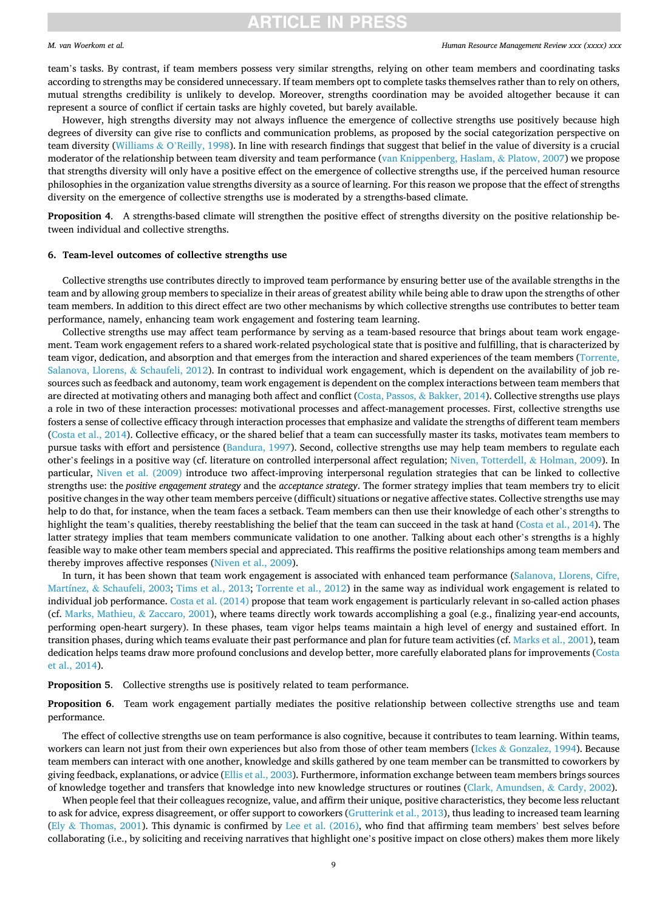team's tasks. By contrast, if team members possess very similar strengths, relying on other team members and coordinating tasks according to strengths may be considered unnecessary. If team members opt to complete tasks themselves rather than to rely on others, mutual strengths credibility is unlikely to develop. Moreover, strengths coordination may be avoided altogether because it can represent a source of conflict if certain tasks are highly coveted, but barely available.

However, high strengths diversity may not always influence the emergence of collective strengths use positively because high degrees of diversity can give rise to conflicts and communication problems, as proposed by the social categorization perspective on team diversity (Williams & O'Reilly, 1998). In line with research findings that suggest that belief in the value of diversity is a crucial moderator of the relationship between team diversity and team performance (van Knippenberg, Haslam, & Platow, 2007) we propose that strengths diversity will only have a positive effect on the emergence of collective strengths use, if the perceived human resource philosophies in the organization value strengths diversity as a source of learning. For this reason we propose that the effect of strengths diversity on the emergence of collective strengths use is moderated by a strengths-based climate.

**Proposition 4.** A strengths-based climate will strengthen the positive effect of strengths diversity on the positive relationship between individual and collective strengths.

## 6. Team-level outcomes of collective strengths use

Collective strengths use contributes directly to improved team performance by ensuring better use of the available strengths in the team and by allowing group members to specialize in their areas of greatest ability while being able to draw upon the strengths of other team members. In addition to this direct effect are two other mechanisms by which collective strengths use contributes to better team performance, namely, enhancing team work engagement and fostering team learning.

Collective strengths use may affect team performance by serving as a team-based resource that brings about team work engagement. Team work engagement refers to a shared work-related psychological state that is positive and fulfilling, that is characterized by team vigor, dedication, and absorption and that emerges from the interaction and shared experiences of the team members (Torrente, Salanova, Llorens, & Schaufeli, 2012). In contrast to individual work engagement, which is dependent on the availability of job resources such as feedback and autonomy, team work engagement is dependent on the complex interactions between team members that are directed at motivating others and managing both affect and conflict (Costa, Passos, & Bakker, 2014). Collective strengths use plays a role in two of these interaction processes: motivational processes and affect-management processes. First, collective strengths use fosters a sense of collective efficacy through interaction processes that emphasize and validate the strengths of different team members (Costa et al., 2014). Collective efficacy, or the shared belief that a team can successfully master its tasks, motivates team members to pursue tasks with effort and persistence (Bandura, 1997). Second, collective strengths use may help team members to regulate each other's feelings in a positive way (cf. literature on controlled interpersonal affect regulation; Niven, Totterdell, & Holman, 2009). In particular, Niven et al. (2009) introduce two affect-improving interpersonal regulation strategies that can be linked to collective strengths use: the *positive engagement strategy* and the *acceptance strategy*. The former strategy implies that team members try to elicit positive changes in the way other team members perceive (difficult) situations or negative affective states. Collective strengths use may help to do that, for instance, when the team faces a setback. Team members can then use their knowledge of each other's strengths to highlight the team's qualities, thereby reestablishing the belief that the team can succeed in the task at hand (Costa et al., 2014). The latter strategy implies that team members communicate validation to one another. Talking about each other's strengths is a highly feasible way to make other team members special and appreciated. This reaffirms the positive relationships among team members and thereby improves affective responses (Niven et al., 2009).

In turn, it has been shown that team work engagement is associated with enhanced team performance (Salanova, Llorens, Cifre, Martínez, & Schaufeli, 2003; Tims et al., 2013; Torrente et al., 2012) in the same way as individual work engagement is related to individual job performance. Costa et al. (2014) propose that team work engagement is particularly relevant in so-called action phases (cf. Marks, Mathieu, & Zaccaro, 2001), where teams directly work towards accomplishing a goal (e.g., finalizing year-end accounts, performing open-heart surgery). In these phases, team vigor helps teams maintain a high level of energy and sustained effort. In transition phases, during which teams evaluate their past performance and plan for future team activities (cf. Marks et al., 2001), team dedication helps teams draw more profound conclusions and develop better, more carefully elaborated plans for improvements (Costa et al., 2014).

**Proposition 5.** Collective strengths use is positively related to team performance.

**Proposition 6.** Team work engagement partially mediates the positive relationship between collective strengths use and team performance.

The effect of collective strengths use on team performance is also cognitive, because it contributes to team learning. Within teams, workers can learn not just from their own experiences but also from those of other team members (Ickes & Gonzalez, 1994). Because team members can interact with one another, knowledge and skills gathered by one team member can be transmitted to coworkers by giving feedback, explanations, or advice (Ellis et al., 2003). Furthermore, information exchange between team members brings sources of knowledge together and transfers that knowledge into new knowledge structures or routines (Clark, Amundsen, & Cardy, 2002).

When people feel that their colleagues recognize, value, and affirm their unique, positive characteristics, they become less reluctant to ask for advice, express disagreement, or offer support to coworkers (Grutterink et al., 2013), thus leading to increased team learning (Ely & Thomas, 2001). This dynamic is confirmed by Lee et al. (2016), who find that affirming team members' best selves before collaborating (i.e., by soliciting and receiving narratives that highlight one's positive impact on close others) makes them more likely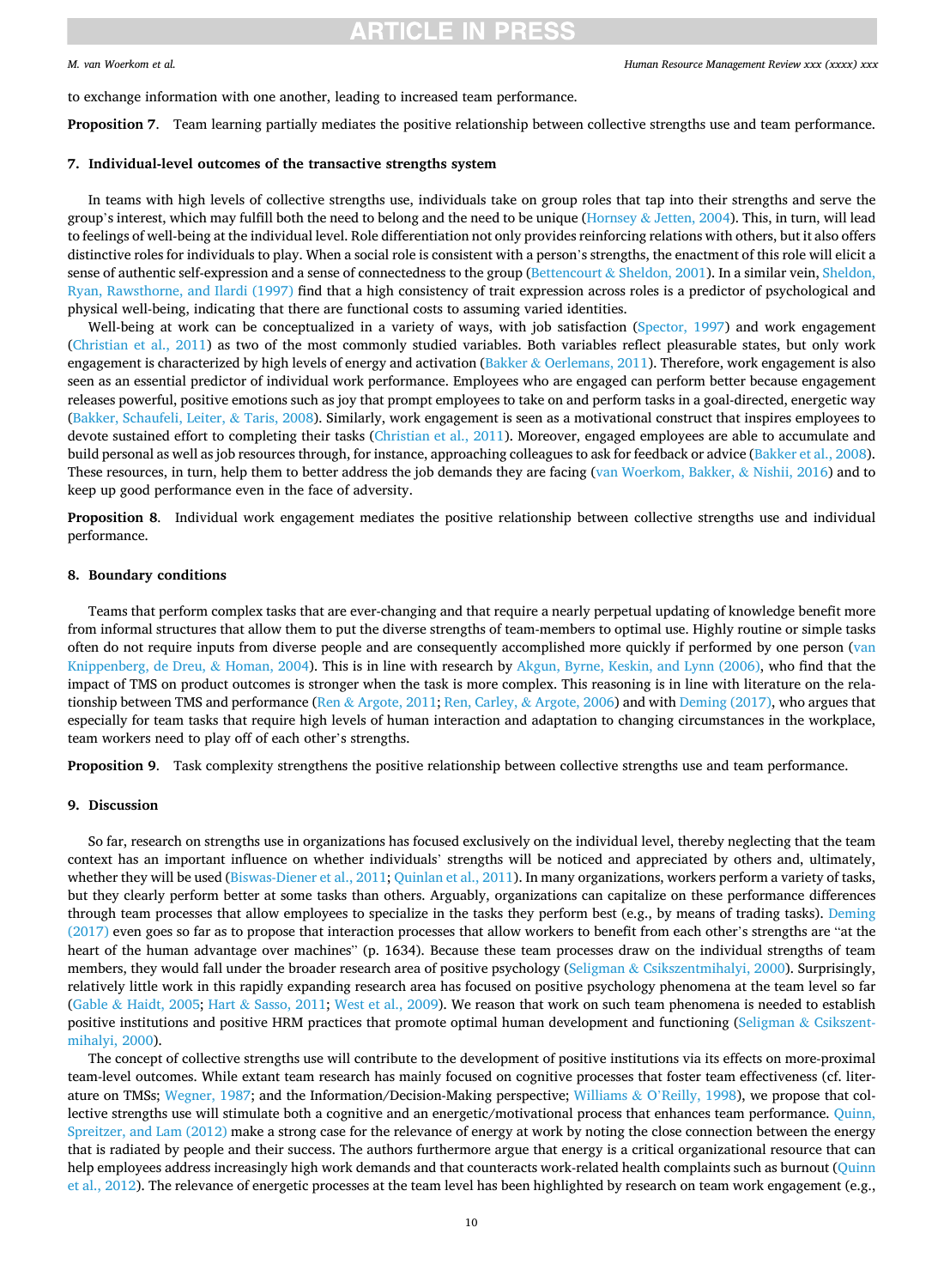to exchange information with one another, leading to increased team performance.

**Proposition 7**. Team learning partially mediates the positive relationship between collective strengths use and team performance.

## 7. Individual-level outcomes of the transactive strengths system

In teams with high levels of collective strengths use, individuals take on group roles that tap into their strengths and serve the group's interest, which may fulfill both the need to belong and the need to be unique (Hornsey & Jetten, 2004). This, in turn, will lead to feelings of well-being at the individual level. Role differentiation not only provides reinforcing relations with others, but it also offers distinctive roles for individuals to play. When a social role is consistent with a person's strengths, the enactment of this role will elicit a sense of authentic self-expression and a sense of connectedness to the group (Bettencourt & Sheldon, 2001). In a similar vein, Sheldon, Ryan, Rawsthorne, and Ilardi (1997) find that a high consistency of trait expression across roles is a predictor of psychological and physical well-being, indicating that there are functional costs to assuming varied identities.

Well-being at work can be conceptualized in a variety of ways, with job satisfaction (Spector, 1997) and work engagement (Christian et al., 2011) as two of the most commonly studied variables. Both variables reflect pleasurable states, but only work engagement is characterized by high levels of energy and activation (Bakker & Oerlemans, 2011). Therefore, work engagement is also seen as an essential predictor of individual work performance. Employees who are engaged can perform better because engagement releases powerful, positive emotions such as joy that prompt employees to take on and perform tasks in a goal-directed, energetic way (Bakker, Schaufeli, Leiter, & Taris, 2008). Similarly, work engagement is seen as a motivational construct that inspires employees to devote sustained effort to completing their tasks (Christian et al., 2011). Moreover, engaged employees are able to accumulate and build personal as well as job resources through, for instance, approaching colleagues to ask for feedback or advice (Bakker et al., 2008). These resources, in turn, help them to better address the job demands they are facing (van Woerkom, Bakker, & Nishii, 2016) and to keep up good performance even in the face of adversity.

**Proposition 8**. Individual work engagement mediates the positive relationship between collective strengths use and individual performance.

## 8. Boundary conditions

Teams that perform complex tasks that are ever-changing and that require a nearly perpetual updating of knowledge benefit more from informal structures that allow them to put the diverse strengths of team-members to optimal use. Highly routine or simple tasks often do not require inputs from diverse people and are consequently accomplished more quickly if performed by one person (van Knippenberg, de Dreu, & Homan, 2004). This is in line with research by Akgun, Byrne, Keskin, and Lynn (2006), who find that the impact of TMS on product outcomes is stronger when the task is more complex. This reasoning is in line with literature on the relationship between TMS and performance (Ren & Argote, 2011; Ren, Carley, & Argote, 2006) and with Deming (2017), who argues that especially for team tasks that require high levels of human interaction and adaptation to changing circumstances in the workplace, team workers need to play off of each other's strengths.

**Proposition 9**. Task complexity strengthens the positive relationship between collective strengths use and team performance.

## 9. Discussion

So far, research on strengths use in organizations has focused exclusively on the individual level, thereby neglecting that the team context has an important influence on whether individuals' strengths will be noticed and appreciated by others and, ultimately, whether they will be used (Biswas-Diener et al., 2011; Quinlan et al., 2011). In many organizations, workers perform a variety of tasks, but they clearly perform better at some tasks than others. Arguably, organizations can capitalize on these performance differences through team processes that allow employees to specialize in the tasks they perform best (e.g., by means of trading tasks). Deming (2017) even goes so far as to propose that interaction processes that allow workers to benefit from each other's strengths are "at the heart of the human advantage over machines" (p. 1634). Because these team processes draw on the individual strengths of team members, they would fall under the broader research area of positive psychology (Seligman & Csikszentmihalyi, 2000). Surprisingly, relatively little work in this rapidly expanding research area has focused on positive psychology phenomena at the team level so far (Gable & Haidt, 2005; Hart & Sasso, 2011; West et al., 2009). We reason that work on such team phenomena is needed to establish positive institutions and positive HRM practices that promote optimal human development and functioning (Seligman & Csikszentmihalyi, 2000).

The concept of collective strengths use will contribute to the development of positive institutions via its effects on more-proximal team-level outcomes. While extant team research has mainly focused on cognitive processes that foster team effectiveness (cf. literature on TMSs; Wegner, 1987; and the Information/Decision-Making perspective; Williams & O'Reilly, 1998), we propose that collective strengths use will stimulate both a cognitive and an energetic/motivational process that enhances team performance. Quinn, Spreitzer, and Lam (2012) make a strong case for the relevance of energy at work by noting the close connection between the energy that is radiated by people and their success. The authors furthermore argue that energy is a critical organizational resource that can help employees address increasingly high work demands and that counteracts work-related health complaints such as burnout (Quinn et al., 2012). The relevance of energetic processes at the team level has been highlighted by research on team work engagement (e.g.,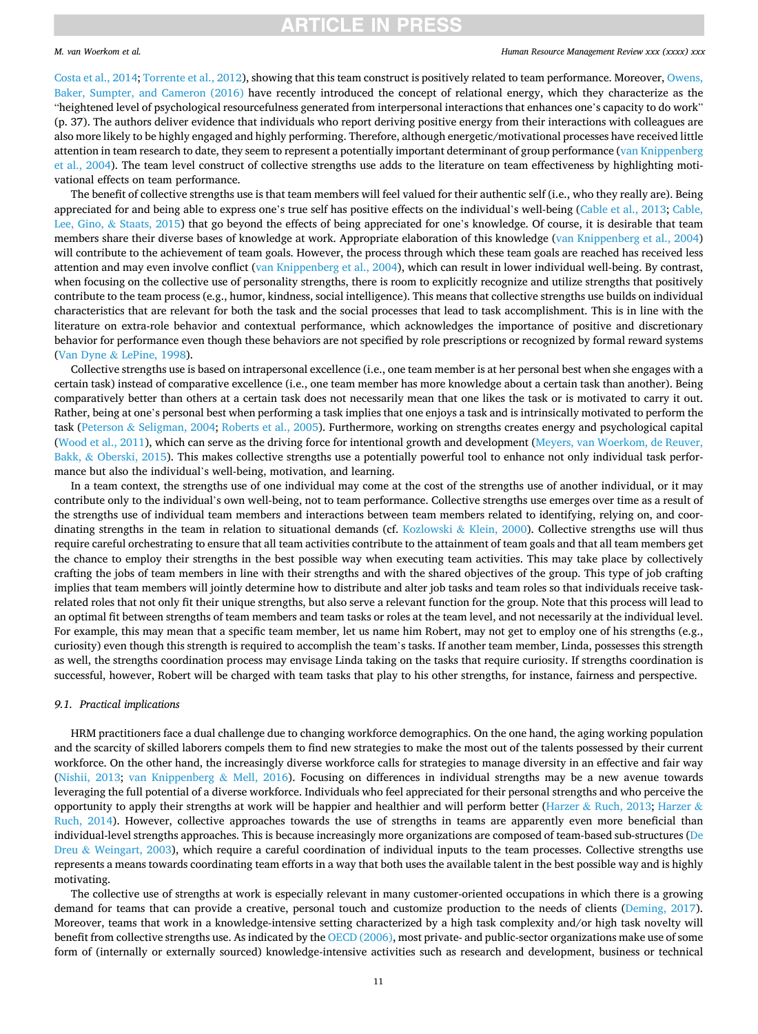Costa et al., 2014; Torrente et al., 2012), showing that this team construct is positively related to team performance. Moreover, Owens, Baker, Sumpter, and Cameron (2016) have recently introduced the concept of relational energy, which they characterize as the "heightened level of psychological resourcefulness generated from interpersonal interactions that enhances one's capacity to do work" (p. 37). The authors deliver evidence that individuals who report deriving positive energy from their interactions with colleagues are also more likely to be highly engaged and highly performing. Therefore, although energetic/motivational processes have received little attention in team research to date, they seem to represent a potentially important determinant of group performance (van Knippenberg et al., 2004). The team level construct of collective strengths use adds to the literature on team effectiveness by highlighting motivational effects on team performance.

The benefit of collective strengths use is that team members will feel valued for their authentic self (i.e., who they really are). Being appreciated for and being able to express one's true self has positive effects on the individual's well-being (Cable et al., 2013; Cable, Lee, Gino, & Staats, 2015) that go beyond the effects of being appreciated for one's knowledge. Of course, it is desirable that team members share their diverse bases of knowledge at work. Appropriate elaboration of this knowledge (van Knippenberg et al., 2004) will contribute to the achievement of team goals. However, the process through which these team goals are reached has received less attention and may even involve conflict (van Knippenberg et al., 2004), which can result in lower individual well-being. By contrast, when focusing on the collective use of personality strengths, there is room to explicitly recognize and utilize strengths that positively contribute to the team process (e.g., humor, kindness, social intelligence). This means that collective strengths use builds on individual characteristics that are relevant for both the task and the social processes that lead to task accomplishment. This is in line with the literature on extra-role behavior and contextual performance, which acknowledges the importance of positive and discretionary behavior for performance even though these behaviors are not specified by role prescriptions or recognized by formal reward systems (Van Dyne & LePine, 1998).

Collective strengths use is based on intrapersonal excellence (i.e., one team member is at her personal best when she engages with a certain task) instead of comparative excellence (i.e., one team member has more knowledge about a certain task than another). Being comparatively better than others at a certain task does not necessarily mean that one likes the task or is motivated to carry it out. Rather, being at one's personal best when performing a task implies that one enjoys a task and is intrinsically motivated to perform the task (Peterson & Seligman, 2004; Roberts et al., 2005). Furthermore, working on strengths creates energy and psychological capital (Wood et al., 2011), which can serve as the driving force for intentional growth and development (Meyers, van Woerkom, de Reuver, Bakk, & Oberski, 2015). This makes collective strengths use a potentially powerful tool to enhance not only individual task performance but also the individual's well-being, motivation, and learning.

In a team context, the strengths use of one individual may come at the cost of the strengths use of another individual, or it may contribute only to the individual's own well-being, not to team performance. Collective strengths use emerges over time as a result of the strengths use of individual team members and interactions between team members related to identifying, relying on, and coordinating strengths in the team in relation to situational demands (cf. Kozlowski & Klein, 2000). Collective strengths use will thus require careful orchestrating to ensure that all team activities contribute to the attainment of team goals and that all team members get the chance to employ their strengths in the best possible way when executing team activities. This may take place by collectively crafting the jobs of team members in line with their strengths and with the shared objectives of the group. This type of job crafting implies that team members will jointly determine how to distribute and alter job tasks and team roles so that individuals receive task-related roles that not only fit their unique strengths, but also serve a relevant function for the group. Note that this process will lead to an optimal fit between strengths of team members and team tasks or roles at the team level, and not necessarily at the individual level. For example, this may mean that a specific team member, let us name him Robert, may not get to employ one of his strengths (e.g., curiosity) even though this strength is required to accomplish the team's tasks. If another team member, Linda, possesses this strength as well, the strengths coordination process may envisage Linda taking on the tasks that require curiosity. If strengths coordination is successful, however, Robert will be charged with team tasks that play to his other strengths, for instance, fairness and perspective.

### *9.1. Practical implications*

HRM practitioners face a dual challenge due to changing workforce demographics. On the one hand, the aging working population and the scarcity of skilled laborers compels them to find new strategies to make the most out of the talents possessed by their current workforce. On the other hand, the increasingly diverse workforce calls for strategies to manage diversity in an effective and fair way (Nishii, 2013; van Knippenberg & Mell, 2016). Focusing on differences in individual strengths may be a new avenue towards leveraging the full potential of a diverse workforce. Individuals who feel appreciated for their personal strengths and who perceive the opportunity to apply their strengths at work will be happier and healthier and will perform better (Harzer & Ruch, 2013; Harzer & Ruch, 2014). However, collective approaches towards the use of strengths in teams are apparently even more beneficial than individual-level strengths approaches. This is because increasingly more organizations are composed of team-based sub-structures (De Dreu & Weingart, 2003), which require a careful coordination of individual inputs to the team processes. Collective strengths use represents a means towards coordinating team efforts in a way that both uses the available talent in the best possible way and is highly motivating.

The collective use of strengths at work is especially relevant in many customer-oriented occupations in which there is a growing demand for teams that can provide a creative, personal touch and customize production to the needs of clients (Deming, 2017). Moreover, teams that work in a knowledge-intensive setting characterized by a high task complexity and/or high task novelty will benefit from collective strengths use. As indicated by the OECD (2006), most private- and public-sector organizations make use of some form of (internally or externally sourced) knowledge-intensive activities such as research and development, business or technical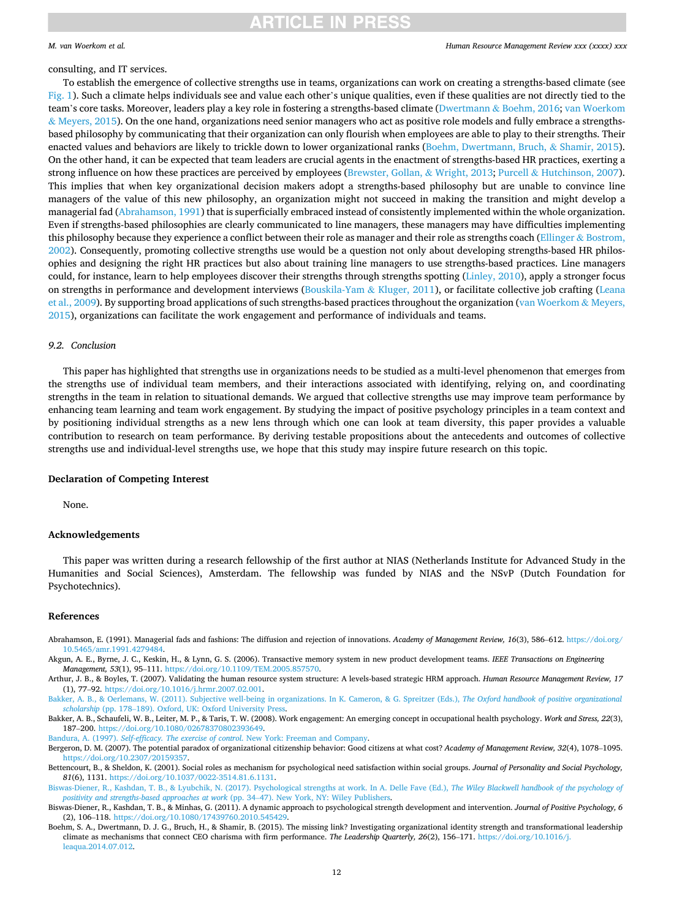consulting, and IT services.

To establish the emergence of collective strengths use in teams, organizations can work on creating a strengths-based climate (see Fig. 1). Such a climate helps individuals see and value each other's unique qualities, even if these qualities are not directly tied to the team's core tasks. Moreover, leaders play a key role in fostering a strengths-based climate (Dwertmann & Boehm, 2016; van Woerkom & Meyers, 2015). On the one hand, organizations need senior managers who act as positive role models and fully embrace a strengths-based philosophy by communicating that their organization can only flourish when employees are able to play to their strengths. Their enacted values and behaviors are likely to trickle down to lower organizational ranks (Boehm, Dwertmann, Bruch, & Shamir, 2015). On the other hand, it can be expected that team leaders are crucial agents in the enactment of strengths-based HR practices, exerting a strong influence on how these practices are perceived by employees (Brewster, Gollan, & Wright, 2013; Purcell & Hutchinson, 2007). This implies that when key organizational decision makers adopt a strengths-based philosophy but are unable to convince line managers of the value of this new philosophy, an organization might not succeed in making the transition and might develop a managerial fad (Abrahamson, 1991) that is superficially embraced instead of consistently implemented within the whole organization. Even if strengths-based philosophies are clearly communicated to line managers, these managers may have difficulties implementing this philosophy because they experience a conflict between their role as manager and their role as strengths coach (Ellinger & Bostrom, 2002). Consequently, promoting collective strengths use would be a question not only about developing strengths-based HR philosophies and designing the right HR practices but also about training line managers to use strengths-based practices. Line managers could, for instance, learn to help employees discover their strengths through strengths spotting (Linley, 2010), apply a stronger focus on strengths in performance and development interviews (Bouskila-Yam & Kluger, 2011), or facilitate collective job crafting (Leana et al., 2009). By supporting broad applications of such strengths-based practices throughout the organization (van Woerkom & Meyers, 2015), organizations can facilitate the work engagement and performance of individuals and teams.

### 9.2. Conclusion

This paper has highlighted that strengths use in organizations needs to be studied as a multi-level phenomenon that emerges from the strengths use of individual team members, and their interactions associated with identifying, relying on, and coordinating strengths in the team in relation to situational demands. We argued that collective strengths use may improve team performance by enhancing team learning and team work engagement. By studying the impact of positive psychology principles in a team context and by positioning individual strengths as a new lens through which one can look at team diversity, this paper provides a valuable contribution to research on team performance. By deriving testable propositions about the antecedents and outcomes of collective strengths use and individual-level strengths use, we hope that this study may inspire future research on this topic.

## Declaration of Competing Interest

None.

## Acknowledgements

This paper was written during a research fellowship of the first author at NIAS (Netherlands Institute for Advanced Study in the Humanities and Social Sciences), Amsterdam. The fellowship was funded by NIAS and the NSvP (Dutch Foundation for Psychotechnics).

## References

Abrahamson, E. (1991). Managerial fads and fashions: The diffusion and rejection of innovations. *Academy of Management Review, 16*(3), 586–612. https://doi.org/10.5465/amr.1991.4279484.

Akgun, A. E., Byrne, J. C., Keskin, H., & Lynn, G. S. (2006). Transactive memory system in new product development teams. *IEEE Transactions on Engineering Management, 53*(1), 95–111. https://doi.org/10.1109/TEM.2005.857570.

Arthur, J. B., & Boyles, T. (2007). Validating the human resource system structure: A levels-based strategic HRM approach. *Human Resource Management Review, 17*(1), 77–92. https://doi.org/10.1016/j.hrmr.2007.02.001.

Bakker, A. B., & Oerlemans, W. (2011). Subjective well-being in organizations. In K. Cameron, & G. Spreitzer (Eds.), *The Oxford handbook of positive organizational scholarship* (pp. 178–189). Oxford, UK: Oxford University Press.

Bakker, A. B., Schaufeli, W. B., Leiter, M. P., & Taris, T. W. (2008). Work engagement: An emerging concept in occupational health psychology. *Work and Stress, 22*(3), 187–200. https://doi.org/10.1080/02678370802393649.

Bandura, A. (1997). *Self-efficacy. The exercise of control.* New York: Freeman and Company.

Bergeron, D. M. (2007). The potential paradox of organizational citizenship behavior: Good citizens at what cost? *Academy of Management Review, 32*(4), 1078–1095. https://doi.org/10.2307/20159357.

Bettencourt, B., & Sheldon, K. (2001). Social roles as mechanism for psychological need satisfaction within social groups. *Journal of Personality and Social Psychology, 81*(6), 1131. https://doi.org/10.1037/0022-3514.81.6.1131.

Biswas-Diener, R., Kashdan, T. B., & Lyubchik, N. (2017). Psychological strengths at work. In A. Delle Fave (Ed.), *The Wiley Blackwell handbook of the psychology of positivity and strengths-based approaches at work* (pp. 34–47). New York, NY: Wiley Publishers.

Biswas-Diener, R., Kashdan, T. B., & Minhas, G. (2011). A dynamic approach to psychological strength development and intervention. *Journal of Positive Psychology, 6*(2), 106–118. https://doi.org/10.1080/17439760.2010.545429.

Boehm, S. A., Dwertmann, D. J. G., Bruch, H., & Shamir, B. (2015). The missing link? Investigating organizational identity strength and transformational leadership climate as mechanisms that connect CEO charisma with firm performance. *The Leadership Quarterly, 26*(2), 156–171. https://doi.org/10.1016/j.leaqua.2014.07.012.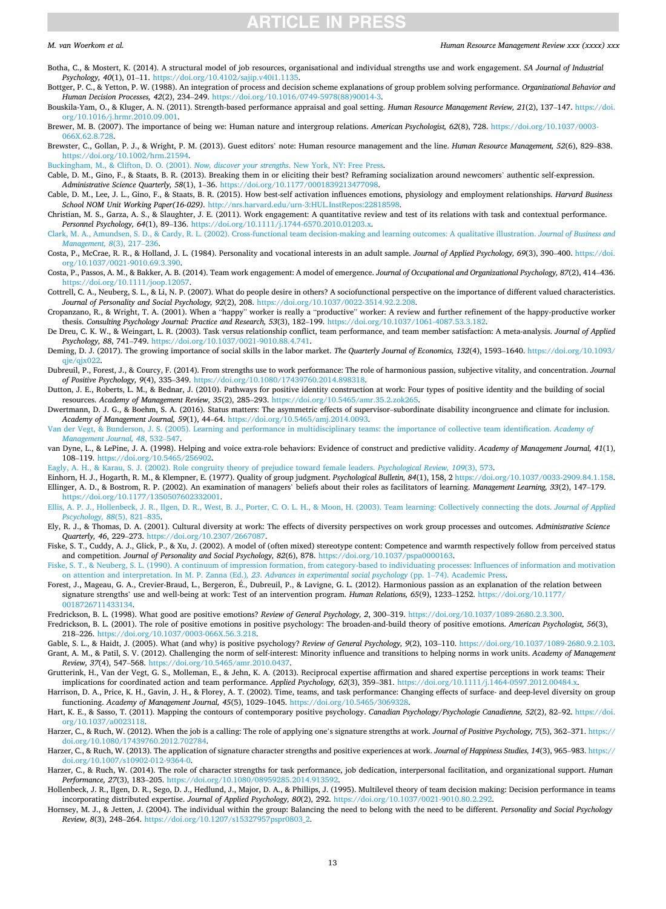Botha, C., & Mostert, K. (2014). A structural model of job resources, organisational and individual strengths use and work engagement. *SA Journal of Industrial Psychology, 40*(1), 01–11. https://doi.org/10.4102/sajip.v40i1.1135.

Bottger, P. C., & Yetton, P. W. (1988). An integration of process and decision scheme explanations of group problem solving performance. *Organizational Behavior and Human Decision Processes, 42*(2), 234–249. https://doi.org/10.1016/0749-5978(88)90014-3.

Bouskila-Yam, O., & Kluger, A. N. (2011). Strength-based performance appraisal and goal setting. *Human Resource Management Review, 21*(2), 137–147. https://doi.org/10.1016/j.hrmr.2010.09.001.

Brewer, M. B. (2007). The importance of being we: Human nature and intergroup relations. *American Psychologist, 62*(8), 728. https://doi.org/10.1037/0003-066X.62.8.728.

Brewster, C., Gollan, P. J., & Wright, P. M. (2013). Guest editors' note: Human resource management and the line. *Human Resource Management, 52*(6), 829–838. https://doi.org/10.1002/hrm.21594.

Buckingham, M., & Clifton, D. O. (2001). *Now, discover your strengths*. New York, NY: Free Press.

Cable, D. M., Gino, F., & Staats, B. R. (2013). Breaking them in or eliciting their best? Reframing socialization around newcomers' authentic self-expression. *Administrative Science Quarterly, 58*(1), 1–36. https://doi.org/10.1177/0001839213477098.

Cable, D. M., Lee, J. L., Gino, F., & Staats, B. R. (2015). How best-self activation influences emotions, physiology and employment relationships. *Harvard Business School NOM Unit Working Paper(16-029)*. http://nrs.harvard.edu/urn-3:HUL.InstRepos:22818598.

Christian, M. S., Garza, A. S., & Slaughter, J. E. (2011). Work engagement: A quantitative review and test of its relations with task and contextual performance. *Personnel Psychology, 64*(1), 89–136. https://doi.org/10.1111/j.1744-6570.2010.01203.x.

Clark, M. A., Amundsen, S. D., & Cardy, R. L. (2002). Cross-functional team decision-making and learning outcomes: A qualitative illustration. *Journal of Business and Management, 8*(3), 217–236.

Costa, P., McCrae, R. R., & Holland, J. L. (1984). Personality and vocational interests in an adult sample. *Journal of Applied Psychology, 69*(3), 390–400. https://doi.org/10.1037/0021-9010.69.3.390.

Costa, P., Passos, A. M., & Bakker, A. B. (2014). Team work engagement: A model of emergence. *Journal of Occupational and Organizational Psychology, 87*(2), 414–436. https://doi.org/10.1111/joop.12057.

Cottrell, C. A., Neuberg, S. L., & Li, N. P. (2007). What do people desire in others? A sociofunctional perspective on the importance of different valued characteristics. *Journal of Personality and Social Psychology, 92*(2), 208. https://doi.org/10.1037/0022-3514.92.2.208.

Cropanzano, R., & Wright, T. A. (2001). When a "happy" worker is really a "productive" worker: A review and further refinement of the happy-productive worker thesis. *Consulting Psychology Journal: Practice and Research, 53*(3), 182–199. https://doi.org/10.1037/1061-4087.53.3.182.

De Dreu, C. K. W., & Weingart, L. R. (2003). Task versus relationship conflict, team performance, and team member satisfaction: A meta-analysis. *Journal of Applied Psychology, 88*, 741–749. https://doi.org/10.1037/0021-9010.88.4.741.

Deming, D. J. (2017). The growing importance of social skills in the labor market. *The Quarterly Journal of Economics, 132*(4), 1593–1640. https://doi.org/10.1093/qje/qjx022.

Dubreuil, P., Forest, J., & Courcy, F. (2014). From strengths use to work performance: The role of harmonious passion, subjective vitality, and concentration. *Journal of Positive Psychology, 9*(4), 335–349. https://doi.org/10.1080/17439760.2014.898318.

Dutton, J. E., Roberts, L. M., & Bednar, J. (2010). Pathways for positive identity construction at work: Four types of positive identity and the building of social resources. *Academy of Management Review, 35*(2), 285–293. https://doi.org/10.5465/amr.35.2.zok265.

Dwertmann, D. J. G., & Boehm, S. A. (2016). Status matters: The asymmetric effects of supervisor–subordinate disability incongruence and climate for inclusion. *Academy of Management Journal, 59*(1), 44–64. https://doi.org/10.5465/amj.2014.0093.

Van der Vegt, & Bunderson, J. S. (2005). Learning and performance in multidisciplinary teams: the importance of collective team identification. *Academy of Management Journal, 48*, 532–547.

van Dyne, L., & LePine, J. A. (1998). Helping and voice extra-role behaviors: Evidence of construct and predictive validity. *Academy of Management Journal, 41*(1), 108–119. https://doi.org/10.5465/256902.

Eagly, A. H., & Karau, S. J. (2002). Role congruity theory of prejudice toward female leaders. *Psychological Review, 109*(3), 573.

Einhorn, H. J., Hogarth, R. M., & Klempner, E. (1977). Quality of group judgment. *Psychological Bulletin, 84*(1), 158, 2 https://doi.org/10.1037/0033-2909.84.1.158.

Ellinger, A. D., & Bostrom, R. P. (2002). An examination of managers' beliefs about their roles as facilitators of learning. *Management Learning, 33*(2), 147–179. https://doi.org/10.1177/1350507602332001.

Ellis, A. P. J., Hollenbeck, J. R., Ilgen, D. R., West, B. J., Porter, C. O. L. H., & Moon, H. (2003). Team learning: Collectively connecting the dots. *Journal of Applied Pscychology, 88*(5), 821–835.

Ely, R. J., & Thomas, D. A. (2001). Cultural diversity at work: The effects of diversity perspectives on work group processes and outcomes. *Administrative Science Quarterly, 46*, 229–273. https://doi.org/10.2307/2667087.

Fiske, S. T., Cuddy, A. J., Glick, P., & Xu, J. (2002). A model of (often mixed) stereotype content: Competence and warmth respectively follow from perceived status and competition. *Journal of Personality and Social Psychology, 82*(6), 878. https://doi.org/10.1037/pspa0000163.

Fiske, S. T., & Neuberg, S. L. (1990). A continuum of impression formation, from category-based to individuating processes: Influences of information and motivation on attention and interpretation. In M. P. Zanna (Ed.), *23. Advances in experimental social psychology* (pp. 1–74). Academic Press.

Forest, J., Mageau, G. A., Crevier-Braud, L., Bergeron, É., Dubreuil, P., & Lavigne, G. L. (2012). Harmonious passion as an explanation of the relation between signature strengths' use and well-being at work: Test of an intervention program. *Human Relations, 65*(9), 1233–1252. https://doi.org/10.1177/0018726711433134.

Fredrickson, B. L. (1998). What good are positive emotions? *Review of General Psychology, 2*, 300–319. https://doi.org/10.1037/1089-2680.2.3.300.

Fredrickson, B. L. (2001). The role of positive emotions in positive psychology: The broaden-and-build theory of positive emotions. *American Psychologist, 56*(3), 218–226. https://doi.org/10.1037/0003-066X.56.3.218.

Gable, S. L., & Haidt, J. (2005). What (and why) is positive psychology? *Review of General Psychology, 9*(2), 103–110. https://doi.org/10.1037/1089-2680.9.2.103.

Grant, A. M., & Patil, S. V. (2012). Challenging the norm of self-interest: Minority influence and transitions to helping norms in work units. *Academy of Management Review, 37*(4), 547–568. https://doi.org/10.5465/amr.2010.0437.

Grutterink, H., Van der Vegt, G. S., Molleman, E., & Jehn, K. A. (2013). Reciprocal expertise affirmation and shared expertise perceptions in work teams: Their implications for coordinated action and team performance. *Applied Psychology, 62*(3), 359–381. https://doi.org/10.1111/j.1464-0597.2012.00484.x.

Harrison, D. A., Price, K. H., Gavin, J. H., & Florey, A. T. (2002). Time, teams, and task performance: Changing effects of surface- and deep-level diversity on group functioning. *Academy of Management Journal, 45*(5), 1029–1045. https://doi.org/10.5465/3069328.

Hart, K. E., & Sasso, T. (2011). Mapping the contours of contemporary positive psychology. *Canadian Psychology/Psychologie Canadienne, 52*(2), 82–92. https://doi.org/10.1037/a0023118.

Harzer, C., & Ruch, W. (2012). When the job is a calling: The role of applying one's signature strengths at work. *Journal of Positive Psychology, 7*(5), 362–371. https://doi.org/10.1080/17439760.2012.702784.

Harzer, C., & Ruch, W. (2013). The application of signature character strengths and positive experiences at work. *Journal of Happiness Studies, 14*(3), 965–983. https://doi.org/10.1007/s10902-012-9364-0.

Harzer, C., & Ruch, W. (2014). The role of character strengths for task performance, job dedication, interpersonal facilitation, and organizational support. *Human Performance, 27*(3), 183–205. https://doi.org/10.1080/08959285.2014.913592.

Hollenbeck, J. R., Ilgen, D. R., Sego, D. J., Hedlund, J., Major, D. A., & Phillips, J. (1995). Multilevel theory of team decision making: Decision performance in teams incorporating distributed expertise. *Journal of Applied Psychology, 80*(2), 292. https://doi.org/10.1037/0021-9010.80.2.292.

Hornsey, M. J., & Jetten, J. (2004). The individual within the group: Balancing the need to belong with the need to be different. *Personality and Social Psychology Review, 8*(3), 248–264. https://doi.org/10.1207/s15327957pspr0803_2.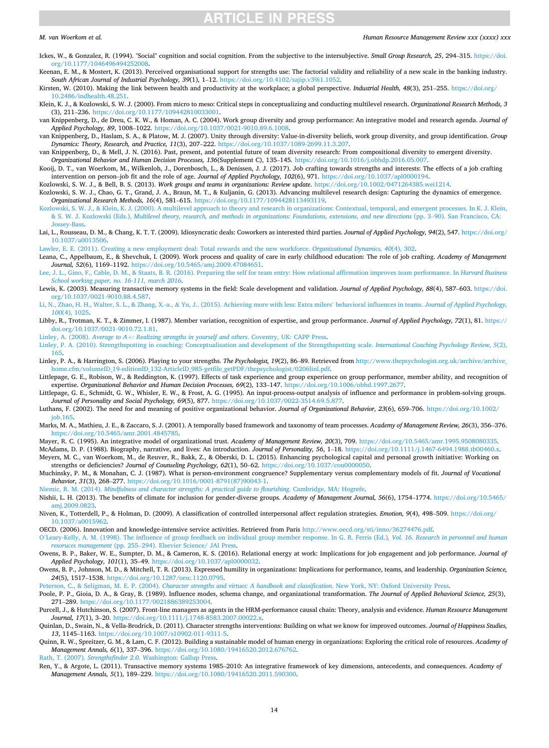Ickes, W., & Gonzalez, R. (1994). "Social" cognition and social cognition. From the subjective to the intersubjective. *Small Group Research, 25*, 294–315. https://doi.org/10.1177/1046496494252008.

Keenan, E. M., & Mostert, K. (2013). Perceived organisational support for strengths use: The factorial validity and reliability of a new scale in the banking industry. *South African Journal of Industrial Psychology, 39*(1), 1–12. https://doi.org/10.4102/sajip.v39i1.1052.

Kirsten, W. (2010). Making the link between health and productivity at the workplace; a global perspective. *Industrial Health, 48*(3), 251–255. https://doi.org/10.2486/indhealth.48.251.

Klein, K. J., & Kozlowski, S. W. J. (2000). From micro to meso: Critical steps in conceptualizing and conducting multilevel research. *Organizational Research Methods, 3* (3), 211–236. https://doi.org/10.1177/109442810033001.

van Knippenberg, D., de Dreu, C. K. W., & Homan, A. C. (2004). Work group diversity and group performance: An integrative model and research agenda. *Journal of Applied Psychology, 89*, 1008–1022. https://doi.org/10.1037/0021-9010.89.6.1008.

van Knippenberg, D., Haslam, S. A., & Platow, M. J. (2007). Unity through diversity: Value-in-diversity beliefs, work group diversity, and group identification. *Group Dynamics: Theory, Research, and Practice, 11*(3), 207–222. https://doi.org/10.1037/1089-2699.11.3.207.

van Knippenberg, D., & Mell, J. N. (2016). Past, present, and potential future of team diversity research: From compositional diversity to emergent diversity. *Organizational Behavior and Human Decision Processes, 136*(Supplement C), 135–145. https://doi.org/10.1016/j.obhdp.2016.05.007.

Kooij, D. T., van Woerkom, M., Wilkenloh, J., Dorenbosch, L., & Denissen, J. J. (2017). Job crafting towards strengths and interests: The effects of a job crafting intervention on person–job fit and the role of age. *Journal of Applied Psychology, 102*(6), 971. https://doi.org/10.1037/apl0000194.

Kozlowski, S. W. J., & Bell, B. S. (2013). *Work groups and teams in organizations: Review update*. https://doi.org/10.1002/0471264385.wei1214.

Kozlowski, S. W. J., Chao, G. T., Grand, J. A., Braun, M. T., & Kuljanin, G. (2013). Advancing multilevel research design: Capturing the dynamics of emergence. *Organizational Research Methods, 16*(4), 581–615. https://doi.org/10.1177/1094428113493119.

Kozlowski, S. W. J., & Klein, K. J. (2000). A multilevel approach to theory and research in organizations: Contextual, temporal, and emergent processes. In K. J. Klein, & S. W. J. Kozlowski (Eds.), *Multilevel theory, research, and methods in organizations: Foundations, extensions, and new directions* (pp. 3–90). San Francisco, CA: Jossey-Bass.

Lai, L., Rousseau, D. M., & Chang, K. T. T. (2009). Idiosyncratic deals: Coworkers as interested third parties. *Journal of Applied Psychology, 94*(2), 547. https://doi.org/10.1037/a0013506.

Lawler, E. E. (2011). Creating a new employment deal: Total rewards and the new workforce. *Organizational Dynamics, 40*(4), 302.

Leana, C., Appelbaum, E., & Shevchuk, I. (2009). Work process and quality of care in early childhood education: The role of job crafting. *Academy of Management Journal, 52*(6), 1169–1192. https://doi.org/10.5465/amj.2009.47084651.

Lee, J. L., Gino, F., Cable, D. M., & Staats, B. R. (2016). Preparing the self for team entry: How relational affirmation improves team performance. In *Harvard Business School working paper, no. 16-111, march 2016*.

Lewis, K. (2003). Measuring transactive memory systems in the field: Scale development and validation. *Journal of Applied Psychology, 88*(4), 587–603. https://doi.org/10.1037/0021-9010.88.4.587.

Li, N., Zhao, H. H., Walter, S. L., & Zhang, X.-a., & Yu, J.. (2015). Achieving more with less: Extra milers' behavioral influences in teams. *Journal of Applied Psychology, 100*(4), 1025.

Libby, R., Trotman, K. T., & Zimmer, I. (1987). Member variation, recognition of expertise, and group performance. *Journal of Applied Psychology, 72*(1), 81. https://doi.org/10.1037/0021-9010.72.1.81.

Linley, A. (2008). *Average to A+: Realizing strengths in yourself and others*. Coventry, UK: CAPP Press.

Linley, P. A. (2010). Strengthspotting in coaching: Conceptualisation and development of the Strengthspotting scale. *International Coaching Psychology Review, 5*(2), 165.

Linley, P. A., & Harrington, S. (2006). Playing to your strengths. *The Psychologist, 19*(2), 86–89. Retrieved from http://www.thepsychologist.org.uk/archive/archive_home.cfm/volumeID_19-editionID_132-ArticleID_985-getfile_getPDF/thepsychologist/0206linl.pdf.

Littlepage, G. E., Robison, W., & Reddington, K. (1997). Effects of task experience and group experience on group performance, member ability, and recognition of expertise. *Organizational Behavior and Human Decision Processes, 69*(2), 133–147. https://doi.org/10.1006/obhd.1997.2677.

Littlepage, G. E., Schmidt, G. W., Whisler, E. W., & Frost, A. G. (1995). An input-process-output analysis of influence and performance in problem-solving groups. *Journal of Personality and Social Psychology, 69*(5), 877. https://doi.org/10.1037/0022-3514.69.5.877.

Luthans, F. (2002). The need for and meaning of positive organizational behavior. *Journal of Organizational Behavior, 23*(6), 659–706. https://doi.org/10.1002/job.165.

Marks, M. A., Mathieu, J. E., & Zaccaro, S. J. (2001). A temporally based framework and taxonomy of team processes. *Academy of Management Review, 26*(3), 356–376. https://doi.org/10.5465/amr.2001.4845785.

Mayer, R. C. (1995). An integrative model of organizational trust. *Academy of Management Review, 20*(3), 709. https://doi.org/10.5465/amr.1995.9508080335.

McAdams, D. P. (1988). Biography, narrative, and lives: An introduction. *Journal of Personality, 56*, 1–18. https://doi.org/10.1111/j.1467-6494.1988.tb00460.x.

Meyers, M. C., van Woerkom, M., de Reuver, R., Bakk, Z., & Oberski, D. L. (2015). Enhancing psychological capital and personal growth initiative: Working on strengths or deficiencies? *Journal of Counseling Psychology, 62*(1), 50–62. https://doi.org/10.1037/cou0000050.

Muchinsky, P. M., & Monahan, C. J. (1987). What is person-environment congruence? Supplementary versus complementary models of fit. *Journal of Vocational Behavior, 31*(3), 268–277. https://doi.org/10.1016/0001-8791(87)90043-1.

Niemic, R. M. (2014). *Mindfulness and character strengths: A practical guide to flourishing*. Cambridge, MA: Hogrefe.

Nishii, L. H. (2013). The benefits of climate for inclusion for gender-diverse groups. *Academy of Management Journal, 56*(6), 1754–1774. https://doi.org/10.5465/amj.2009.0823.

Niven, K., Totterdell, P., & Holman, D. (2009). A classification of controlled interpersonal affect regulation strategies. *Emotion, 9*(4), 498–509. https://doi.org/10.1037/a0015962.

OECD. (2006). Innovation and knowledge-intensive service activities. Retrieved from Paris http://www.oecd.org/sti/inno/36274476.pdf.

O'Leary-Kelly, A. M. (1998). The influence of group feedback on individual group member response. In G. R. Ferris (Ed.), *Vol. 16. Research in personnel and human resources management* (pp. 255–294). Elsevier Science/ JAI Press.

Owens, B. P., Baker, W. E., Sumpter, D. M., & Cameron, K. S. (2016). Relational energy at work: Implications for job engagement and job performance. *Journal of Applied Psychology, 101*(1), 35–49. https://doi.org/10.1037/apl0000032.

Owens, B. P., Johnson, M. D., & Mitchell, T. R. (2013). Expressed humility in organizations: Implications for performance, teams, and leadership. *Organization Science, 24*(5), 1517–1538. https://doi.org/10.1287/orsc.1120.0795.

Peterson, C., & Seligman, M. E. P. (2004). *Character strengths and virtues: A handbook and classification*. New York, NY: Oxford University Press.

Poole, P. P., Gioia, D. A., & Gray, B. (1989). Influence modes, schema change, and organizational transformation. *The Journal of Applied Behavioral Science, 25*(3), 271–289. https://doi.org/10.1177/0021886389253004.

Purcell, J., & Hutchinson, S. (2007). Front-line managers as agents in the HRM-performance causal chain: Theory, analysis and evidence. *Human Resource Management Journal, 17*(1), 3–20. https://doi.org/10.1111/j.1748-8583.2007.00022.x.

Quinlan, D., Swain, N., & Vella-Brodrick, D. (2011). Character strengths interventions: Building on what we know for improved outcomes. *Journal of Happiness Studies, 13*, 1145–1163. https://doi.org/10.1007/s10902-011-9311-5.

Quinn, R. W., Spreitzer, G. M., & Lam, C. F. (2012). Building a sustainable model of human energy in organizations: Exploring the critical role of resources. *Academy of Management Annals, 6*(1), 337–396. https://doi.org/10.1080/19416520.2012.676762.

Rath, T. (2007). *Strengthsfinder 2.0*. Washington: Gallup Press.

Ren, Y., & Argote, L. (2011). Transactive memory systems 1985–2010: An integrative framework of key dimensions, antecedents, and consequences. *Academy of Management Annals, 5*(1), 189–229. https://doi.org/10.1080/19416520.2011.590300.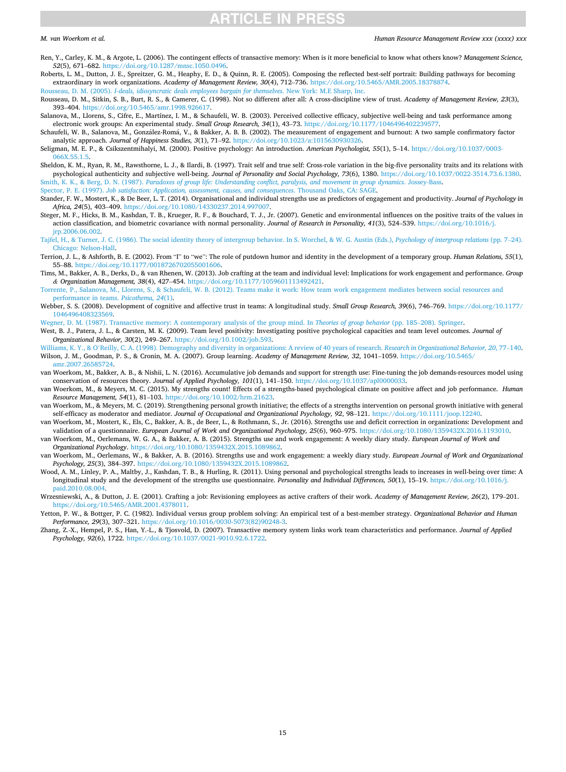Ren, Y., Carley, K. M., & Argote, L. (2006). The contingent effects of transactive memory: When is it more beneficial to know what others know? *Management Science, 52*(5), 671–682. https://doi.org/10.1287/mnsc.1050.0496.

Roberts, L. M., Dutton, J. E., Spreitzer, G. M., Heaphy, E. D., & Quinn, R. E. (2005). Composing the reflected best-self portrait: Building pathways for becoming extraordinary in work organizations. *Academy of Management Review, 30*(4), 712–736. https://doi.org/10.5465/AMR.2005.18378874.

Rousseau, D. M. (2005). *I-deals, idiosyncratic deals employees bargain for themselves*. New York: M.E Sharp, Inc.

Rousseau, D. M., Sitkin, S. B., Burt, R. S., & Camerer, C. (1998). Not so different after all: A cross-discipline view of trust. *Academy of Management Review, 23*(3), 393–404. https://doi.org/10.5465/amr.1998.926617.

Salanova, M., Llorens, S., Cifre, E., Martínez, I. M., & Schaufeli, W. B. (2003). Perceived collective efficacy, subjective well-being and task performance among electronic work groups: An experimental study. *Small Group Research, 34*(1), 43–73. https://doi.org/10.1177/1046496402239577.

Schaufeli, W. B., Salanova, M., González-Romá, V., & Bakker, A. B. B. (2002). The measurement of engagement and burnout: A two sample confirmatory factor analytic approach. *Journal of Happiness Studies, 3*(1), 71–92. https://doi.org/10.1023/a:1015630930326.

Seligman, M. E. P., & Csikszentmihalyi, M. (2000). Positive psychology: An introduction. *American Psychologist, 55*(1), 5–14. https://doi.org/10.1037/0003-066X.55.1.5.

Sheldon, K. M., Ryan, R. M., Rawsthorne, L. J., & Ilardi, B. (1997). Trait self and true self: Cross-role variation in the big-five personality traits and its relations with psychological authenticity and subjective well-being. *Journal of Personality and Social Psychology, 73*(6), 1380. https://doi.org/10.1037/0022-3514.73.6.1380.

Smith, K. K., & Berg, D. N. (1987). *Paradoxes of group life: Understanding conflict, paralysis, and movement in group dynamics*. Jossey-Bass.

Spector, P. E. (1997). *Job satisfaction: Application, assessment, causes, and consequences*. Thousand Oaks, CA: SAGE.

Stander, F. W., Mostert, K., & De Beer, L. T. (2014). Organisational and individual strengths use as predictors of engagement and productivity. *Journal of Psychology in Africa, 24*(5), 403–409. https://doi.org/10.1080/14330237.2014.997007.

Steger, M. F., Hicks, B. M., Kashdan, T. B., Krueger, R. F., & Bouchard, T. J., Jr. (2007). Genetic and environmental influences on the positive traits of the values in action classification, and biometric covariance with normal personality. *Journal of Research in Personality, 41*(3), 524–539. https://doi.org/10.1016/j.jrp.2006.06.002.

Tajfel, H., & Turner, J. C. (1986). The social identity theory of intergroup behavior. In S. Worchel, & W. G. Austin (Eds.), *Psychology of intergroup relations* (pp. 7–24). Chicago: Nelson-Hall.

Terrion, J. L., & Ashforth, B. E. (2002). From "I" to "we": The role of putdown humor and identity in the development of a temporary group. *Human Relations, 55*(1), 55–88. https://doi.org/10.1177/0018726702055001606.

Tims, M., Bakker, A. B., Derks, D., & van Rhenen, W. (2013). Job crafting at the team and individual level: Implications for work engagement and performance. *Group & Organization Management, 38*(4), 427–454. https://doi.org/10.1177/1059601113492421.

Torrente, P., Salanova, M., Llorens, S., & Schaufeli, W. B. (2012). Teams make it work: How team work engagement mediates between social resources and performance in teams. *Psicothema, 24*(1).

Webber, S. S. (2008). Development of cognitive and affective trust in teams: A longitudinal study. *Small Group Research, 39*(6), 746–769. https://doi.org/10.1177/1046496408323569.

Wegner, D. M. (1987). Transactive memory: A contemporary analysis of the group mind. In *Theories of group behavior* (pp. 185–208). Springer.

West, B. J., Patera, J. L., & Carsten, M. K. (2009). Team level positivity: Investigating positive psychological capacities and team level outcomes. *Journal of Organizational Behavior, 30*(2), 249–267. https://doi.org/10.1002/job.593.

Williams, K. Y., & O'Reilly, C. A. (1998). Demography and diversity in organizations: A review of 40 years of research. *Research in Organizational Behavior, 20*, 77–140.

Wilson, J. M., Goodman, P. S., & Cronin, M. A. (2007). Group learning. *Academy of Management Review, 32*, 1041–1059. https://doi.org/10.5465/amr.2007.26585724.

van Woerkom, M., Bakker, A. B., & Nishii, L. N. (2016). Accumulative job demands and support for strength use: Fine-tuning the job demands-resources model using conservation of resources theory. *Journal of Applied Psychology, 101*(1), 141–150. https://doi.org/10.1037/apl0000033.

van Woerkom, M., & Meyers, M. C. (2015). My strengths count! Effects of a strengths-based psychological climate on positive affect and job performance. *Human Resource Management, 54*(1), 81–103. https://doi.org/10.1002/hrm.21623.

van Woerkom, M., & Meyers, M. C. (2019). Strengthening personal growth initiative; the effects of a strengths intervention on personal growth initiative with general self-efficacy as moderator and mediator. *Journal of Occupational and Organizational Psychology, 92*, 98–121. https://doi.org/10.1111/joop.12240.

van Woerkom, M., Mostert, K., Els, C., Bakker, A. B., de Beer, L., & Rothmann, S., Jr. (2016). Strengths use and deficit correction in organizations: Development and validation of a questionnaire. *European Journal of Work and Organizational Psychology, 25*(6), 960–975. https://doi.org/10.1080/1359432X.2016.1193010.

van Woerkom, M., Oerlemans, W. G. A., & Bakker, A. B. (2015). Strengths use and work engagement: A weekly diary study. *European Journal of Work and Organizational Psychology*. https://doi.org/10.1080/1359432X.2015.1089862.

van Woerkom, M., Oerlemans, W., & Bakker, A. B. (2016). Strengths use and work engagement: a weekly diary study. *European Journal of Work and Organizational Psychology, 25*(3), 384–397. https://doi.org/10.1080/1359432X.2015.1089862.

Wood, A. M., Linley, P. A., Maltby, J., Kashdan, T. B., & Hurling, R. (2011). Using personal and psychological strengths leads to increases in well-being over time: A longitudinal study and the development of the strengths use questionnaire. *Personality and Individual Differences, 50*(1), 15–19. https://doi.org/10.1016/j.paid.2010.08.004.

Wrzesniewski, A., & Dutton, J. E. (2001). Crafting a job: Revisioning employees as active crafters of their work. *Academy of Management Review, 26*(2), 179–201. https://doi.org/10.5465/AMR.2001.4378011.

Yetton, P. W., & Bottger, P. C. (1982). Individual versus group problem solving: An empirical test of a best-member strategy. *Organizational Behavior and Human Performance, 29*(3), 307–321. https://doi.org/10.1016/0030-5073(82)90248-3.

Zhang, Z.-X., Hempel, P. S., Han, Y.-L., & Tjosvold, D. (2007). Transactive memory system links work team characteristics and performance. *Journal of Applied Psychology, 92*(6), 1722. https://doi.org/10.1037/0021-9010.92.6.1722.